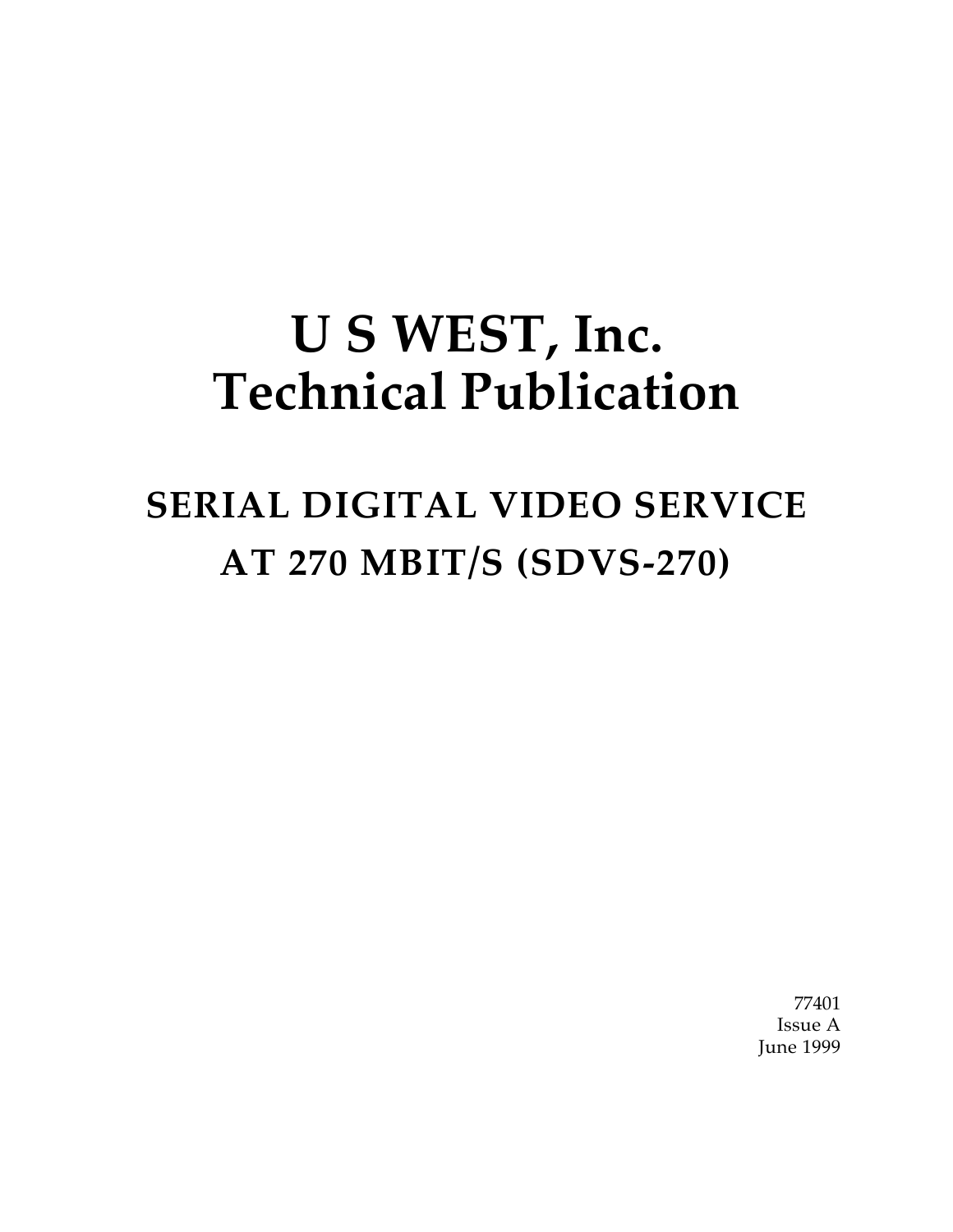# U S WEST, Inc.
# Technical Publication

## SERIAL DIGITAL VIDEO SERVICE AT 270 MBIT/S (SDVS-270)

77401
Issue A
June 1999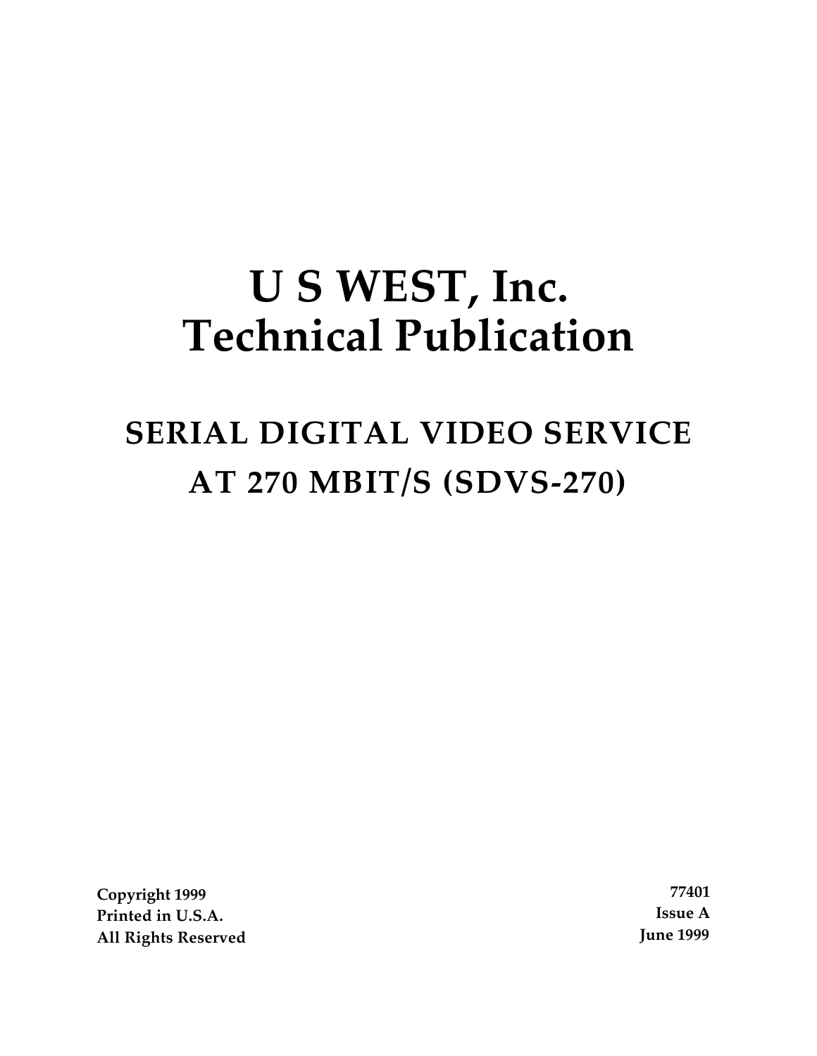# U S WEST, Inc.
# Technical Publication

## SERIAL DIGITAL VIDEO SERVICE
## AT 270 MBIT/S (SDVS-270)

**Copyright 1999**
**Printed in U.S.A.**
**All Rights Reserved**

**77401**
**Issue A**
**June 1999**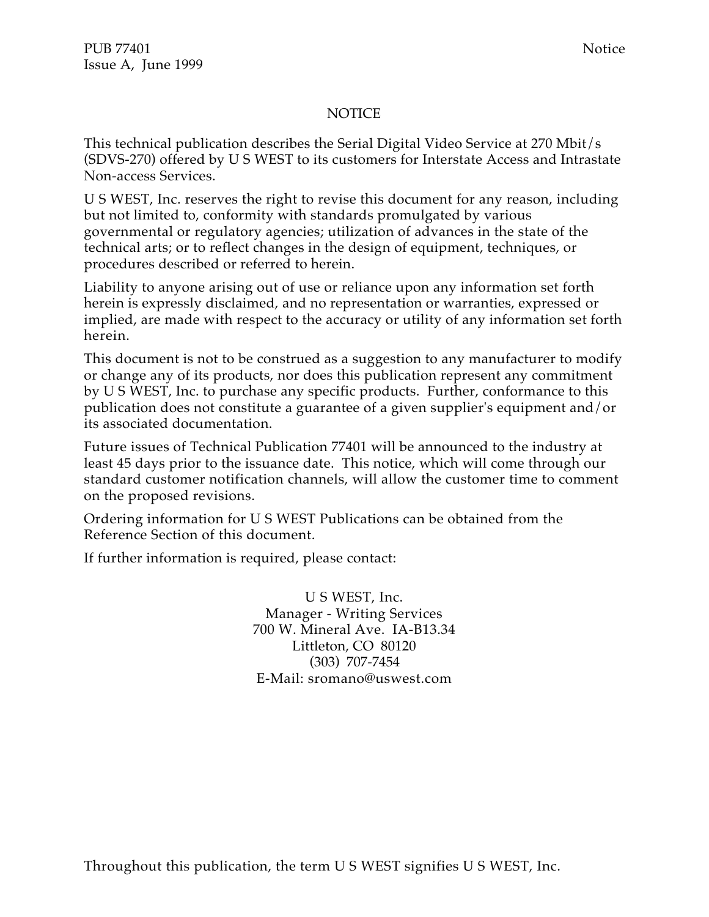# NOTICE

This technical publication describes the Serial Digital Video Service at 270 Mbit/s (SDVS-270) offered by U S WEST to its customers for Interstate Access and Intrastate Non-access Services.

U S WEST, Inc. reserves the right to revise this document for any reason, including but not limited to, conformity with standards promulgated by various governmental or regulatory agencies; utilization of advances in the state of the technical arts; or to reflect changes in the design of equipment, techniques, or procedures described or referred to herein.

Liability to anyone arising out of use or reliance upon any information set forth herein is expressly disclaimed, and no representation or warranties, expressed or implied, are made with respect to the accuracy or utility of any information set forth herein.

This document is not to be construed as a suggestion to any manufacturer to modify or change any of its products, nor does this publication represent any commitment by U S WEST, Inc. to purchase any specific products. Further, conformance to this publication does not constitute a guarantee of a given supplier's equipment and/or its associated documentation.

Future issues of Technical Publication 77401 will be announced to the industry at least 45 days prior to the issuance date. This notice, which will come through our standard customer notification channels, will allow the customer time to comment on the proposed revisions.

Ordering information for U S WEST Publications can be obtained from the Reference Section of this document.

If further information is required, please contact:

U S WEST, Inc.
Manager - Writing Services
700 W. Mineral Ave. IA-B13.34
Littleton, CO 80120
(303) 707-7454
E-Mail: sromano@uswest.com

Throughout this publication, the term U S WEST signifies U S WEST, Inc.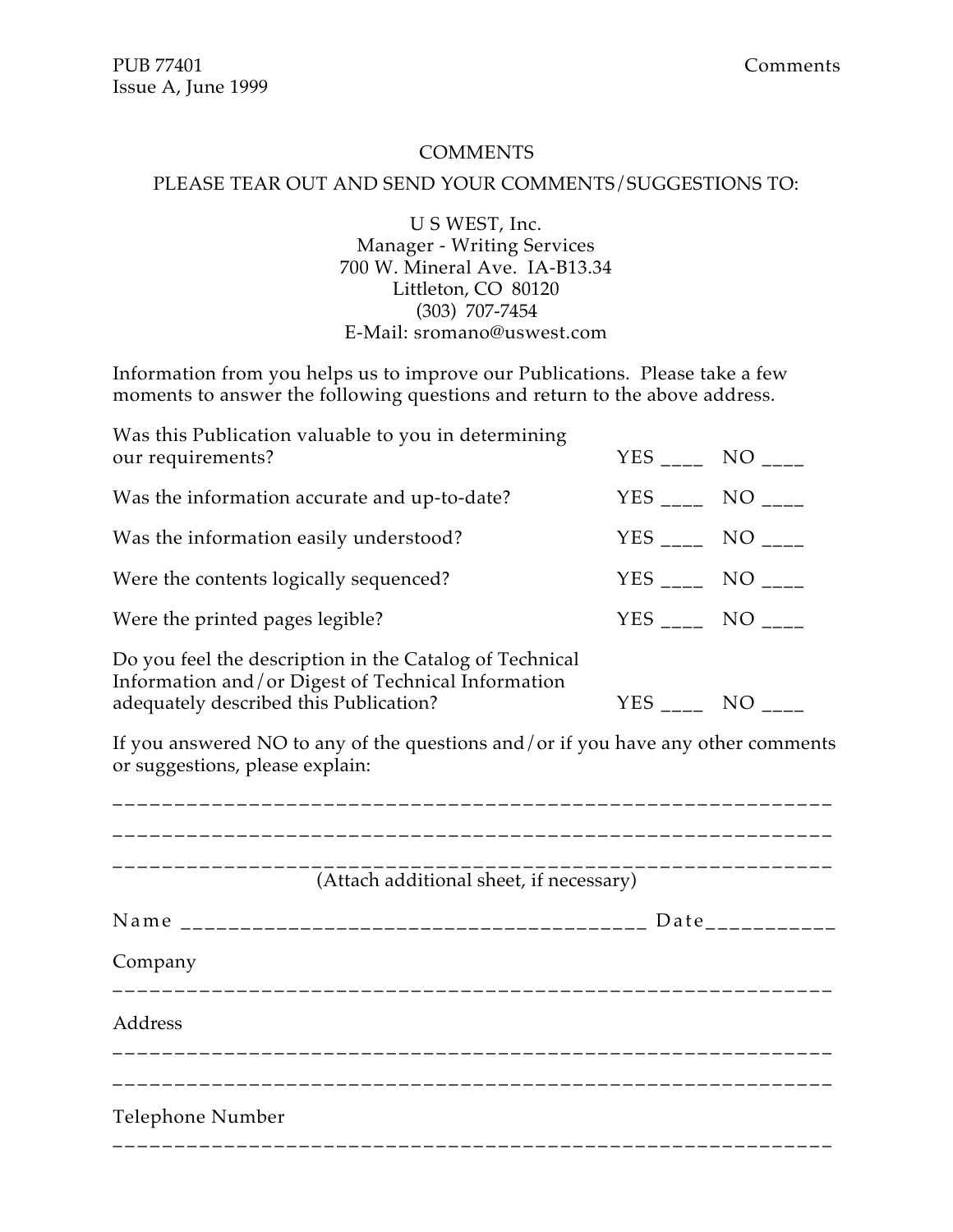# COMMENTS

PLEASE TEAR OUT AND SEND YOUR COMMENTS/SUGGESTIONS TO:

U S WEST, Inc.
Manager - Writing Services
700 W. Mineral Ave. IA-B13.34
Littleton, CO 80120
(303) 707-7454
E-Mail: sromano@uswest.com

Information from you helps us to improve our Publications. Please take a few moments to answer the following questions and return to the above address.

Was this Publication valuable to you in determining our requirements? YES ____ NO ____

Was the information accurate and up-to-date? YES ____ NO ____

Was the information easily understood? YES ____ NO ____

Were the contents logically sequenced? YES ____ NO ____

Were the printed pages legible? YES ____ NO ____

Do you feel the description in the Catalog of Technical Information and/or Digest of Technical Information adequately described this Publication? YES ____ NO ____

If you answered NO to any of the questions and/or if you have any other comments or suggestions, please explain:

____________________________________________________________

____________________________________________________________

____________________________________________________________

(Attach additional sheet, if necessary)

Name ________________________________________ Date___________

Company

____________________________________________________________

Address

____________________________________________________________

____________________________________________________________

Telephone Number

____________________________________________________________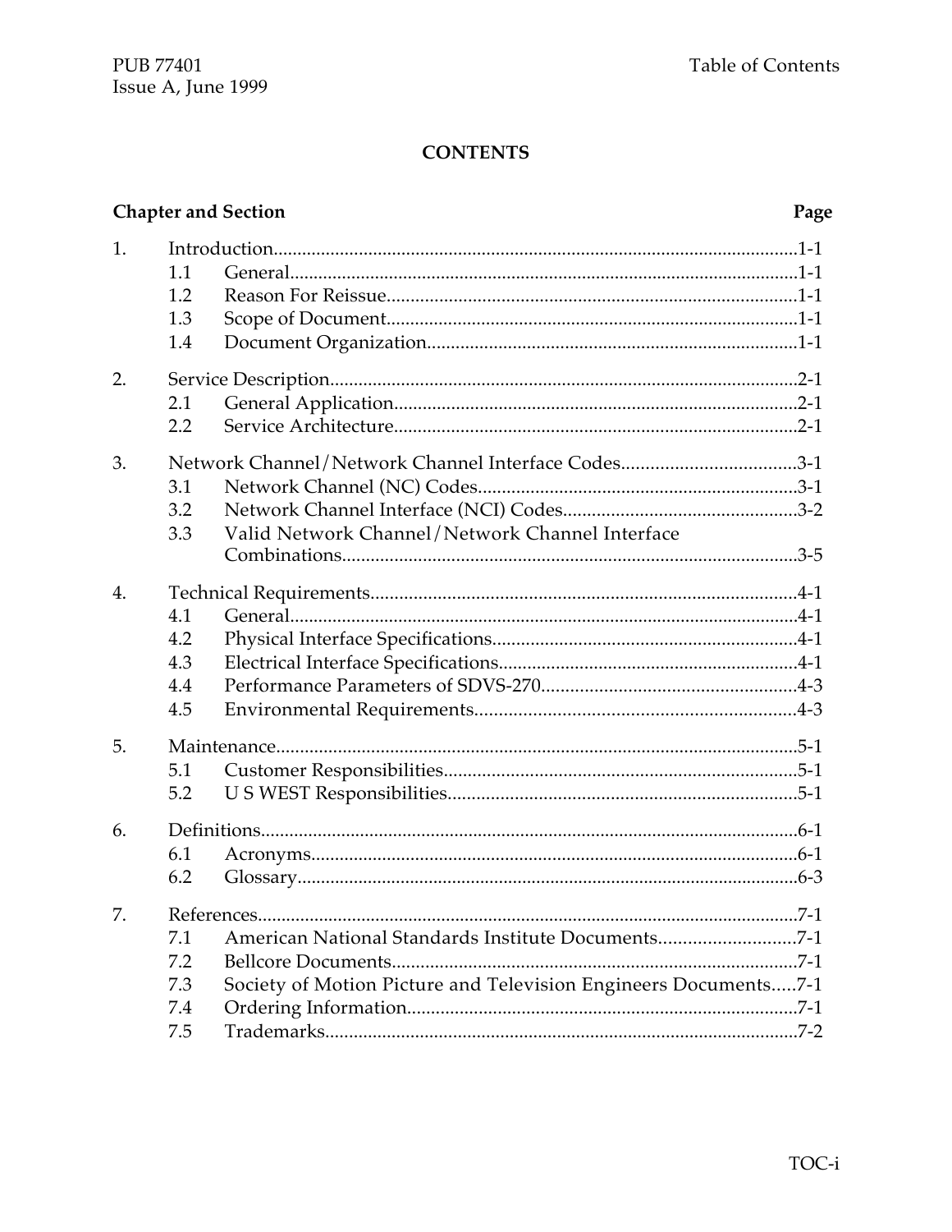# CONTENTS

| Chapter and Section | | Page |
|---|---|---|
| 1. | Introduction | 1-1 |
| | 1.1 General | 1-1 |
| | 1.2 Reason For Reissue | 1-1 |
| | 1.3 Scope of Document | 1-1 |
| | 1.4 Document Organization | 1-1 |
| 2. | Service Description | 2-1 |
| | 2.1 General Application | 2-1 |
| | 2.2 Service Architecture | 2-1 |
| 3. | Network Channel/Network Channel Interface Codes | 3-1 |
| | 3.1 Network Channel (NC) Codes | 3-1 |
| | 3.2 Network Channel Interface (NCI) Codes | 3-2 |
| | 3.3 Valid Network Channel/Network Channel Interface Combinations | 3-5 |
| 4. | Technical Requirements | 4-1 |
| | 4.1 General | 4-1 |
| | 4.2 Physical Interface Specifications | 4-1 |
| | 4.3 Electrical Interface Specifications | 4-1 |
| | 4.4 Performance Parameters of SDVS-270 | 4-3 |
| | 4.5 Environmental Requirements | 4-3 |
| 5. | Maintenance | 5-1 |
| | 5.1 Customer Responsibilities | 5-1 |
| | 5.2 U S WEST Responsibilities | 5-1 |
| 6. | Definitions | 6-1 |
| | 6.1 Acronyms | 6-1 |
| | 6.2 Glossary | 6-3 |
| 7. | References | 7-1 |
| | 7.1 American National Standards Institute Documents | 7-1 |
| | 7.2 Bellcore Documents | 7-1 |
| | 7.3 Society of Motion Picture and Television Engineers Documents | 7-1 |
| | 7.4 Ordering Information | 7-1 |
| | 7.5 Trademarks | 7-2 |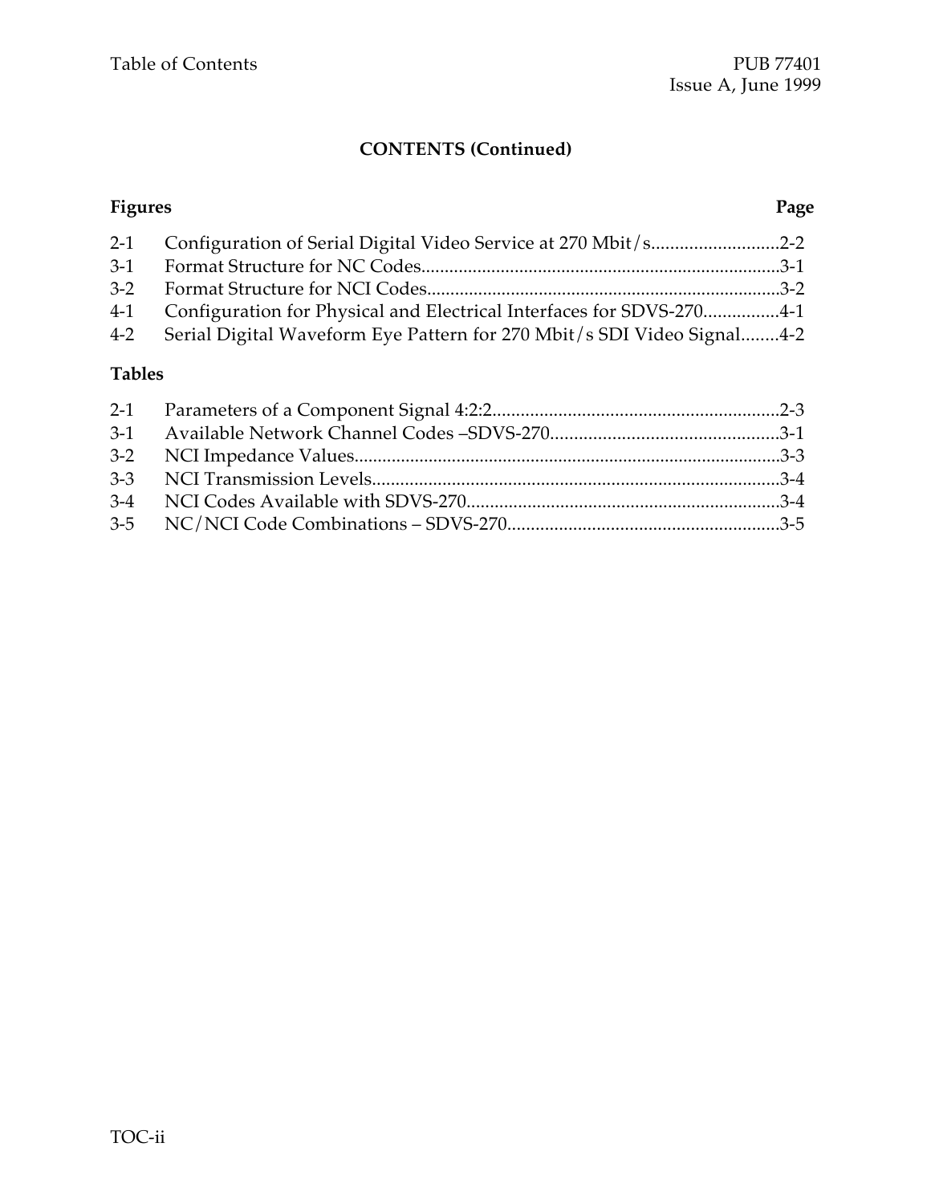## CONTENTS (Continued)

| Figures | | Page |
|---|---|---|
| 2-1 | Configuration of Serial Digital Video Service at 270 Mbit/s | 2-2 |
| 3-1 | Format Structure for NC Codes | 3-1 |
| 3-2 | Format Structure for NCI Codes | 3-2 |
| 4-1 | Configuration for Physical and Electrical Interfaces for SDVS-270 | 4-1 |
| 4-2 | Serial Digital Waveform Eye Pattern for 270 Mbit/s SDI Video Signal | 4-2 |

| Tables | | Page |
|---|---|---|
| 2-1 | Parameters of a Component Signal 4:2:2 | 2-3 |
| 3-1 | Available Network Channel Codes –SDVS-270 | 3-1 |
| 3-2 | NCI Impedance Values | 3-3 |
| 3-3 | NCI Transmission Levels | 3-4 |
| 3-4 | NCI Codes Available with SDVS-270 | 3-4 |
| 3-5 | NC/NCI Code Combinations – SDVS-270 | 3-5 |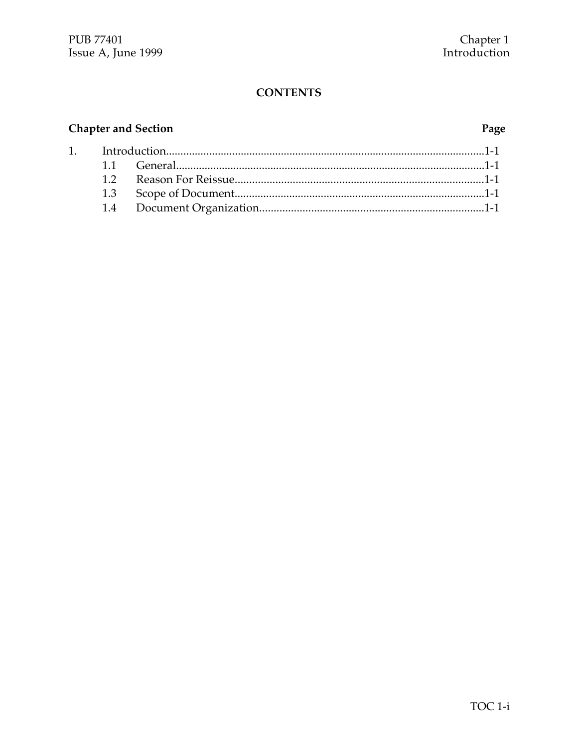**CONTENTS**

| Chapter and Section | | Page |
|---|---|---|
| 1. | Introduction | 1-1 |
| 1.1 | General | 1-1 |
| 1.2 | Reason For Reissue | 1-1 |
| 1.3 | Scope of Document | 1-1 |
| 1.4 | Document Organization | 1-1 |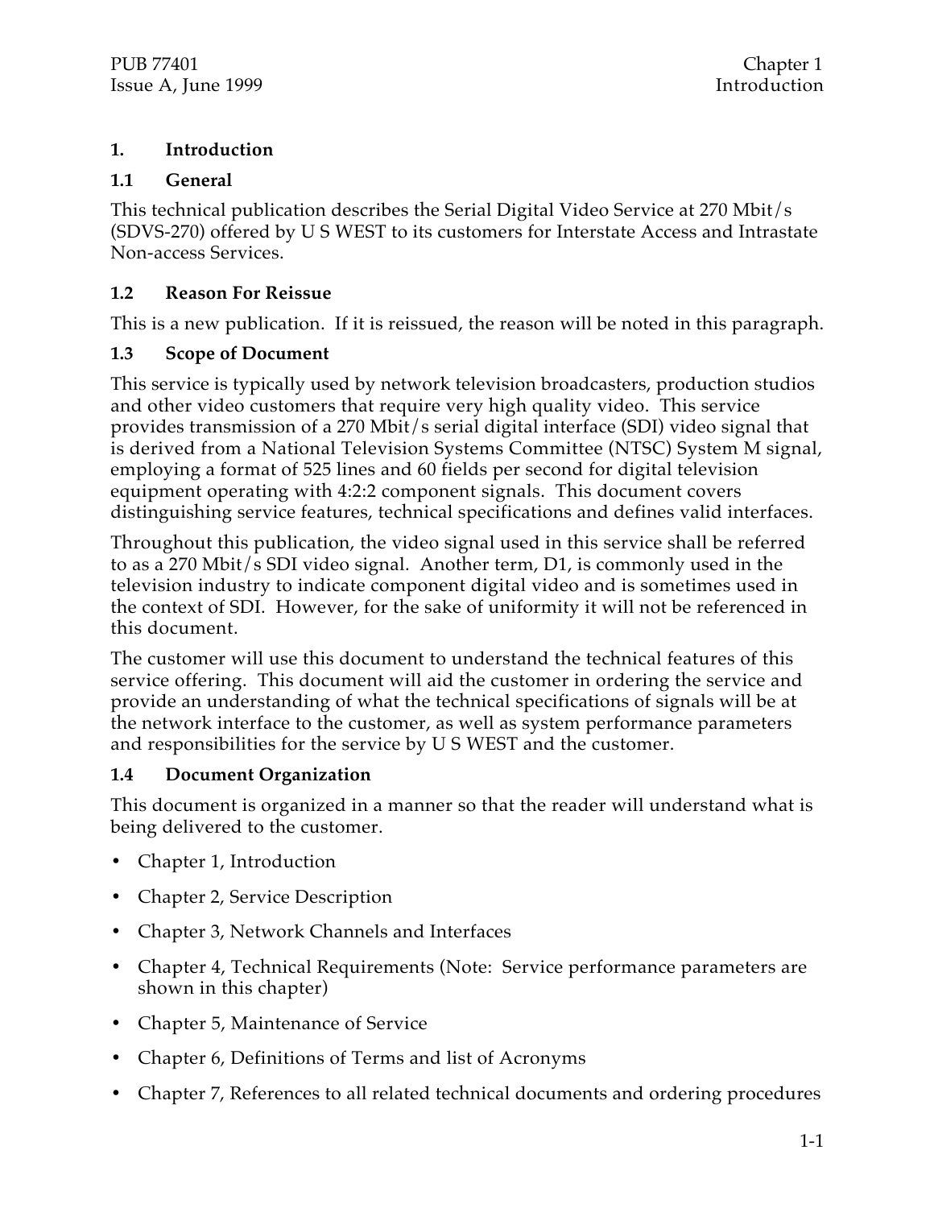# 1. Introduction

## 1.1 General

This technical publication describes the Serial Digital Video Service at 270 Mbit/s (SDVS-270) offered by U S WEST to its customers for Interstate Access and Intrastate Non-access Services.

## 1.2 Reason For Reissue

This is a new publication. If it is reissued, the reason will be noted in this paragraph.

## 1.3 Scope of Document

This service is typically used by network television broadcasters, production studios and other video customers that require very high quality video. This service provides transmission of a 270 Mbit/s serial digital interface (SDI) video signal that is derived from a National Television Systems Committee (NTSC) System M signal, employing a format of 525 lines and 60 fields per second for digital television equipment operating with 4:2:2 component signals. This document covers distinguishing service features, technical specifications and defines valid interfaces.

Throughout this publication, the video signal used in this service shall be referred to as a 270 Mbit/s SDI video signal. Another term, D1, is commonly used in the television industry to indicate component digital video and is sometimes used in the context of SDI. However, for the sake of uniformity it will not be referenced in this document.

The customer will use this document to understand the technical features of this service offering. This document will aid the customer in ordering the service and provide an understanding of what the technical specifications of signals will be at the network interface to the customer, as well as system performance parameters and responsibilities for the service by U S WEST and the customer.

## 1.4 Document Organization

This document is organized in a manner so that the reader will understand what is being delivered to the customer.

- Chapter 1, Introduction
- Chapter 2, Service Description
- Chapter 3, Network Channels and Interfaces
- Chapter 4, Technical Requirements (Note: Service performance parameters are shown in this chapter)
- Chapter 5, Maintenance of Service
- Chapter 6, Definitions of Terms and list of Acronyms
- Chapter 7, References to all related technical documents and ordering procedures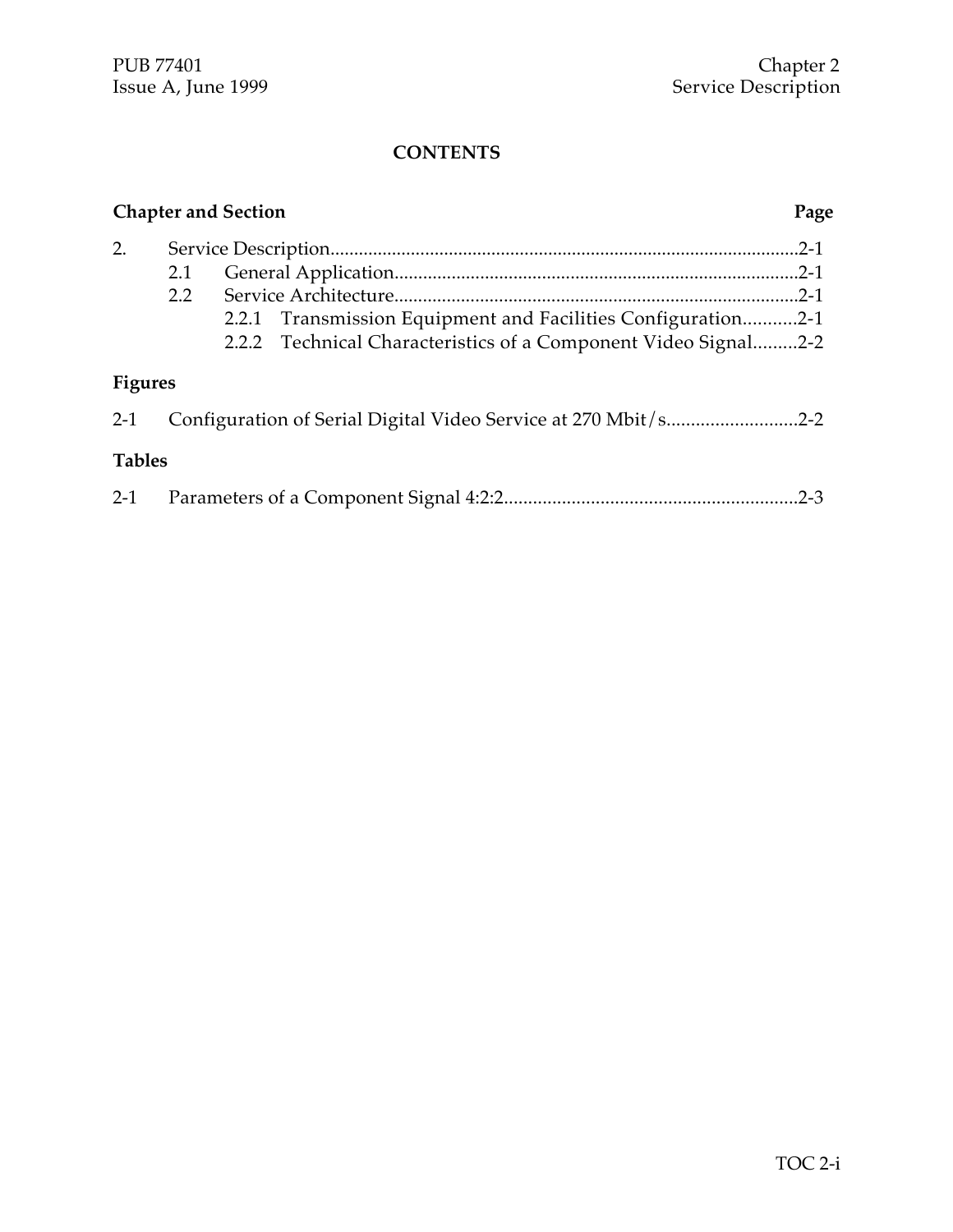# CONTENTS

| Chapter and Section | | | Page |
|---|---|---|---|
| 2. | Service Description | | 2-1 |
| | 2.1 | General Application | 2-1 |
| | 2.2 | Service Architecture | 2-1 |
| | | 2.2.1 Transmission Equipment and Facilities Configuration | 2-1 |
| | | 2.2.2 Technical Characteristics of a Component Video Signal | 2-2 |

**Figures**

| | | |
|---|---|---|
| 2-1 | Configuration of Serial Digital Video Service at 270 Mbit/s | 2-2 |

**Tables**

| | | |
|---|---|---|
| 2-1 | Parameters of a Component Signal 4:2:2 | 2-3 |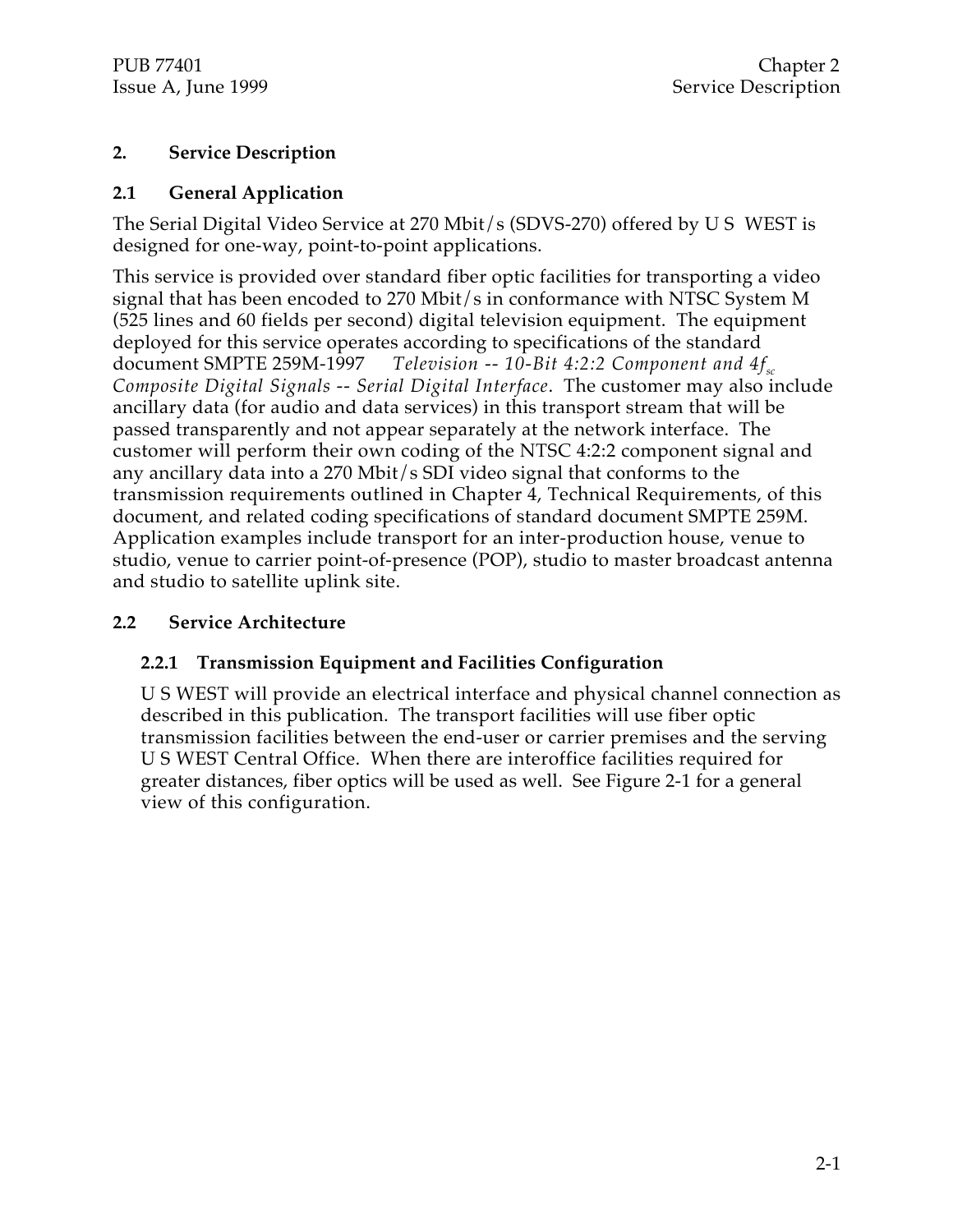# 2. Service Description

## 2.1 General Application

The Serial Digital Video Service at 270 Mbit/s (SDVS-270) offered by U S WEST is designed for one-way, point-to-point applications.

This service is provided over standard fiber optic facilities for transporting a video signal that has been encoded to 270 Mbit/s in conformance with NTSC System M (525 lines and 60 fields per second) digital television equipment. The equipment deployed for this service operates according to specifications of the standard document SMPTE 259M-1997 *Television -- 10-Bit 4:2:2 Component and 4$f_{sc}$ Composite Digital Signals -- Serial Digital Interface*. The customer may also include ancillary data (for audio and data services) in this transport stream that will be passed transparently and not appear separately at the network interface. The customer will perform their own coding of the NTSC 4:2:2 component signal and any ancillary data into a 270 Mbit/s SDI video signal that conforms to the transmission requirements outlined in Chapter 4, Technical Requirements, of this document, and related coding specifications of standard document SMPTE 259M. Application examples include transport for an inter-production house, venue to studio, venue to carrier point-of-presence (POP), studio to master broadcast antenna and studio to satellite uplink site.

## 2.2 Service Architecture

### 2.2.1 Transmission Equipment and Facilities Configuration

U S WEST will provide an electrical interface and physical channel connection as described in this publication. The transport facilities will use fiber optic transmission facilities between the end-user or carrier premises and the serving U S WEST Central Office. When there are interoffice facilities required for greater distances, fiber optics will be used as well. See Figure 2-1 for a general view of this configuration.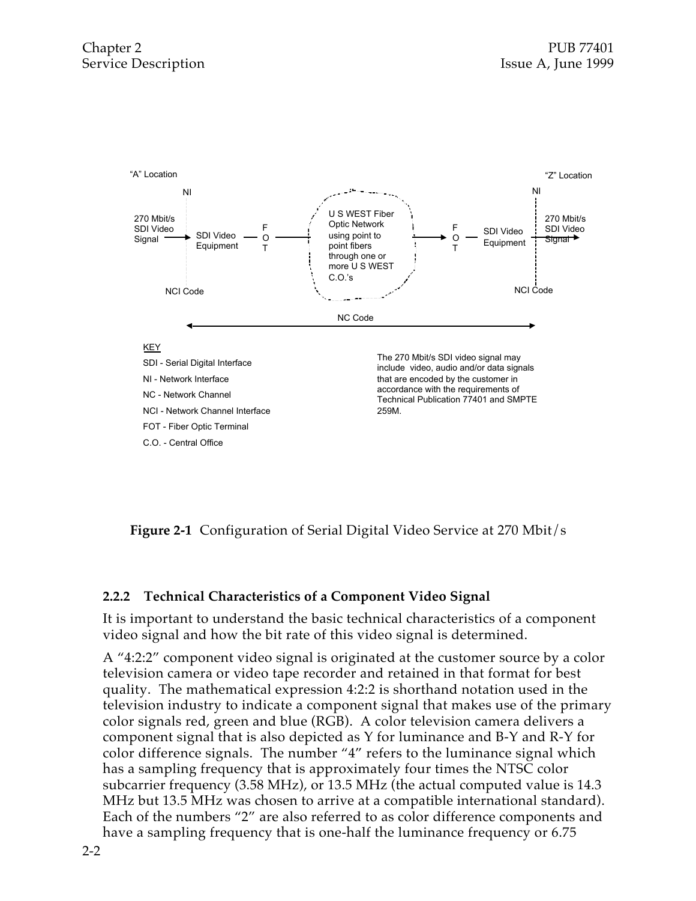"A" Location

"Z" Location

NI

NI

270 Mbit/s SDI Video Signal → SDI Video Equipment — FOT — U S WEST Fiber Optic Network using point to point fibers through one or more U S WEST C.O.'s → FOT — SDI Video Equipment — 270 Mbit/s SDI Video Signal →

NCI Code

NCI Code

NC Code

KEY

SDI - Serial Digital Interface

NI - Network Interface

NC - Network Channel

NCI - Network Channel Interface

FOT - Fiber Optic Terminal

C.O. - Central Office

The 270 Mbit/s SDI video signal may include video, audio and/or data signals that are encoded by the customer in accordance with the requirements of Technical Publication 77401 and SMPTE 259M.

**Figure 2-1** Configuration of Serial Digital Video Service at 270 Mbit/s

### 2.2.2 Technical Characteristics of a Component Video Signal

It is important to understand the basic technical characteristics of a component video signal and how the bit rate of this video signal is determined.

A "4:2:2" component video signal is originated at the customer source by a color television camera or video tape recorder and retained in that format for best quality. The mathematical expression 4:2:2 is shorthand notation used in the television industry to indicate a component signal that makes use of the primary color signals red, green and blue (RGB). A color television camera delivers a component signal that is also depicted as Y for luminance and B-Y and R-Y for color difference signals. The number "4" refers to the luminance signal which has a sampling frequency that is approximately four times the NTSC color subcarrier frequency (3.58 MHz), or 13.5 MHz (the actual computed value is 14.3 MHz but 13.5 MHz was chosen to arrive at a compatible international standard). Each of the numbers "2" are also referred to as color difference components and have a sampling frequency that is one-half the luminance frequency or 6.75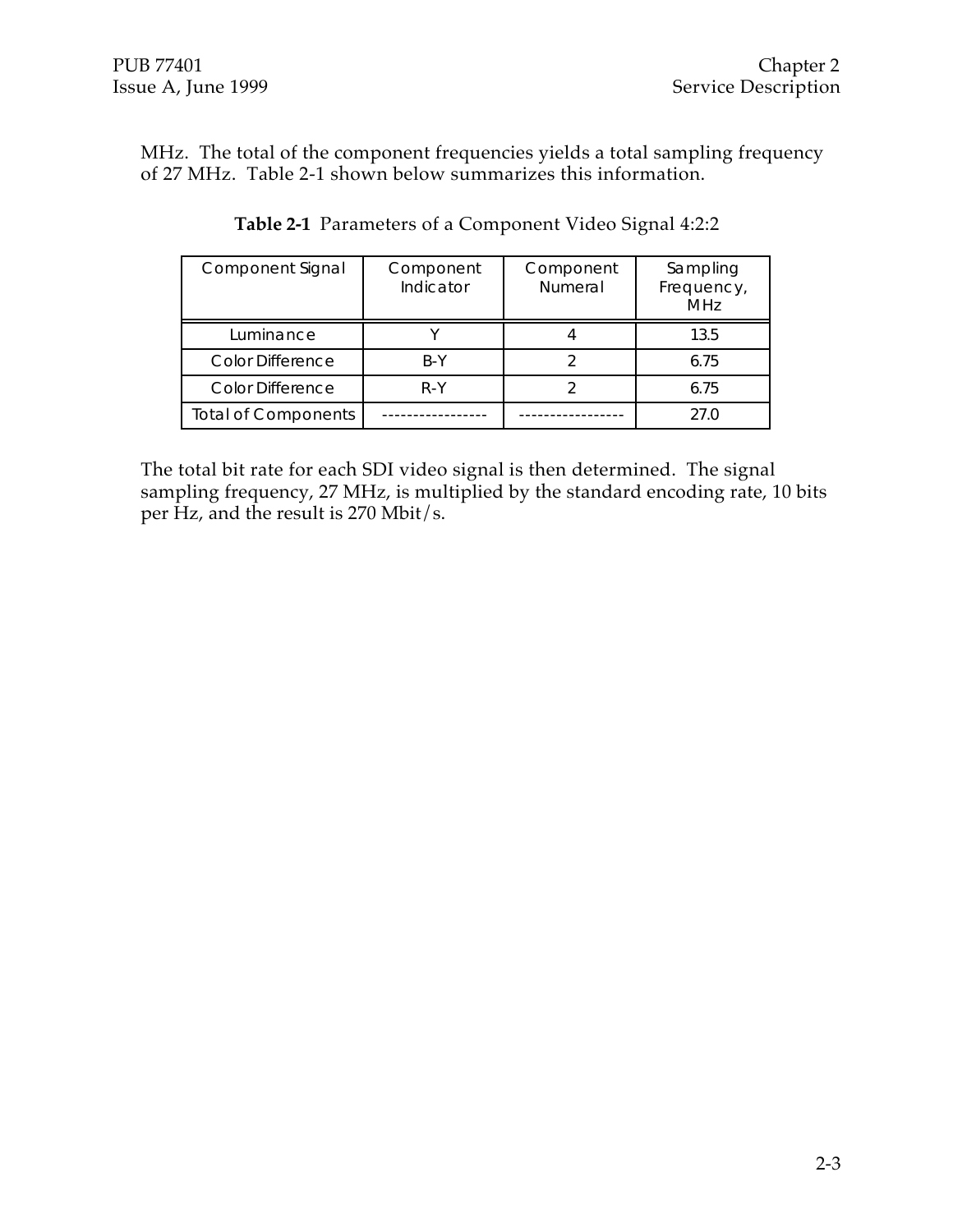MHz. The total of the component frequencies yields a total sampling frequency of 27 MHz. Table 2-1 shown below summarizes this information.

**Table 2-1** Parameters of a Component Video Signal 4:2:2

| Component Signal | Component Indicator | Component Numeral | Sampling Frequency, MHz |
|---|---|---|---|
| Luminance | Y | 4 | 13.5 |
| Color Difference | B-Y | 2 | 6.75 |
| Color Difference | R-Y | 2 | 6.75 |
| Total of Components | ----------------- | ----------------- | 27.0 |

The total bit rate for each SDI video signal is then determined. The signal sampling frequency, 27 MHz, is multiplied by the standard encoding rate, 10 bits per Hz, and the result is 270 Mbit/s.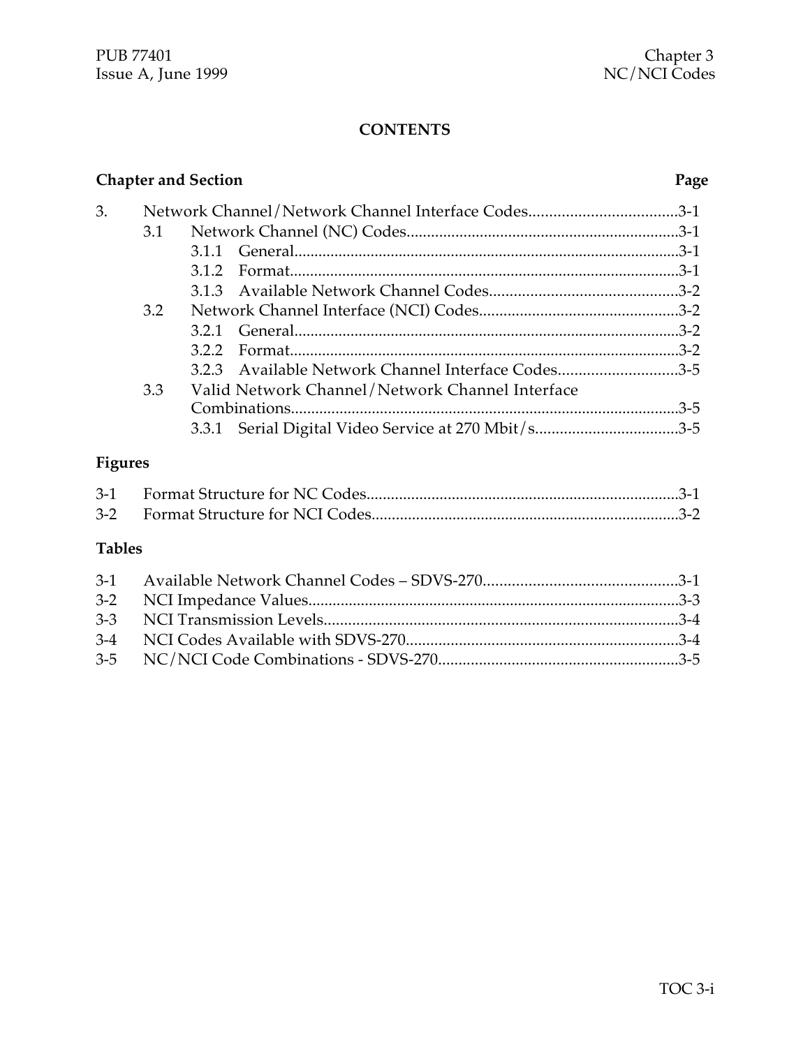# CONTENTS

**Chapter and Section** **Page**

| | | | |
|---|---|---|---|
| 3. | | Network Channel/Network Channel Interface Codes | 3-1 |
| | 3.1 | Network Channel (NC) Codes | 3-1 |
| | | 3.1.1 General | 3-1 |
| | | 3.1.2 Format | 3-1 |
| | | 3.1.3 Available Network Channel Codes | 3-2 |
| | 3.2 | Network Channel Interface (NCI) Codes | 3-2 |
| | | 3.2.1 General | 3-2 |
| | | 3.2.2 Format | 3-2 |
| | | 3.2.3 Available Network Channel Interface Codes | 3-5 |
| | 3.3 | Valid Network Channel/Network Channel Interface Combinations | 3-5 |
| | | 3.3.1 Serial Digital Video Service at 270 Mbit/s | 3-5 |

**Figures**

| | | |
|---|---|---|
| 3-1 | Format Structure for NC Codes | 3-1 |
| 3-2 | Format Structure for NCI Codes | 3-2 |

**Tables**

| | | |
|---|---|---|
| 3-1 | Available Network Channel Codes – SDVS-270 | 3-1 |
| 3-2 | NCI Impedance Values | 3-3 |
| 3-3 | NCI Transmission Levels | 3-4 |
| 3-4 | NCI Codes Available with SDVS-270 | 3-4 |
| 3-5 | NC/NCI Code Combinations - SDVS-270 | 3-5 |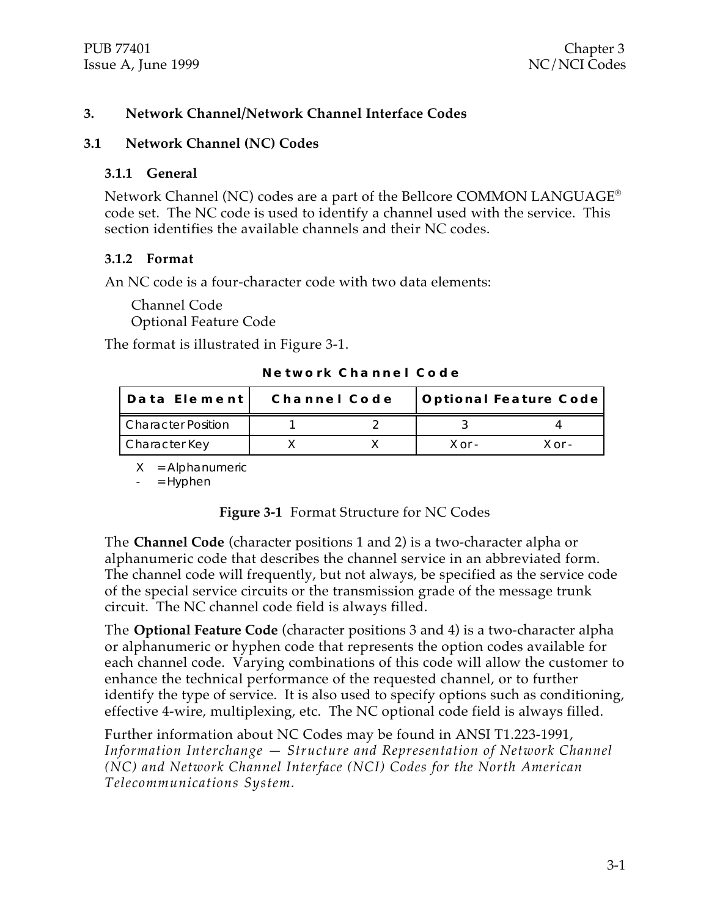# 3. Network Channel/Network Channel Interface Codes

## 3.1 Network Channel (NC) Codes

### 3.1.1 General

Network Channel (NC) codes are a part of the Bellcore COMMON LANGUAGE® code set. The NC code is used to identify a channel used with the service. This section identifies the available channels and their NC codes.

### 3.1.2 Format

An NC code is a four-character code with two data elements:

Channel Code
Optional Feature Code

The format is illustrated in Figure 3-1.

**Network Channel Code**

| Data Element | Channel Code | | Optional Feature Code | |
|---|---|---|---|---|
| Character Position | 1 | 2 | 3 | 4 |
| Character Key | X | X | X or - | X or - |

X = Alphanumeric
\- = Hyphen

**Figure 3-1** Format Structure for NC Codes

The **Channel Code** (character positions 1 and 2) is a two-character alpha or alphanumeric code that describes the channel service in an abbreviated form. The channel code will frequently, but not always, be specified as the service code of the special service circuits or the transmission grade of the message trunk circuit. The NC channel code field is always filled.

The **Optional Feature Code** (character positions 3 and 4) is a two-character alpha or alphanumeric or hyphen code that represents the option codes available for each channel code. Varying combinations of this code will allow the customer to enhance the technical performance of the requested channel, or to further identify the type of service. It is also used to specify options such as conditioning, effective 4-wire, multiplexing, etc. The NC optional code field is always filled.

Further information about NC Codes may be found in ANSI T1.223-1991, *Information Interchange — Structure and Representation of Network Channel (NC) and Network Channel Interface (NCI) Codes for the North American Telecommunications System.*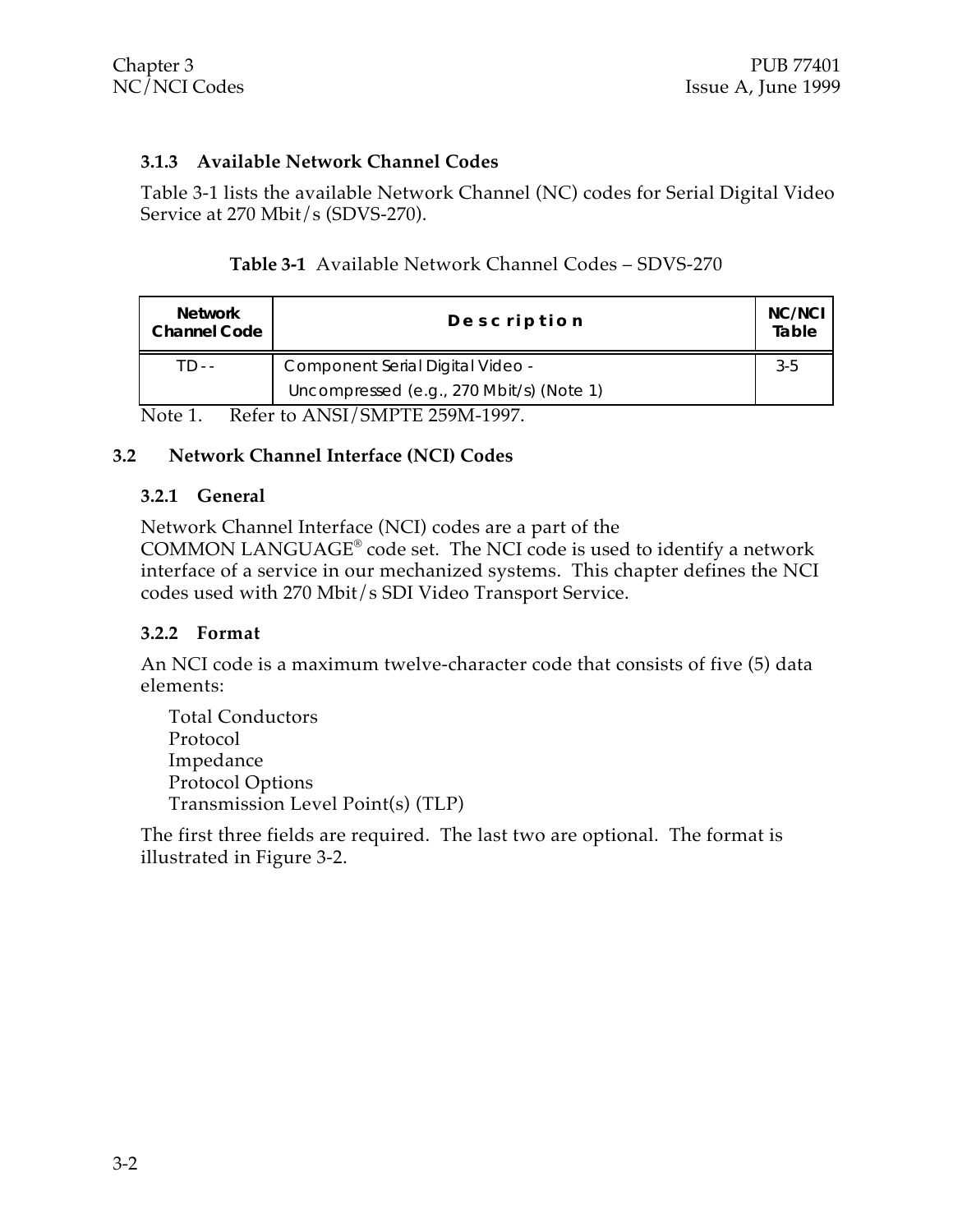### 3.1.3 Available Network Channel Codes

Table 3-1 lists the available Network Channel (NC) codes for Serial Digital Video Service at 270 Mbit/s (SDVS-270).

**Table 3-1** Available Network Channel Codes – SDVS-270

| Network Channel Code | Description | NC/NCI Table |
|---|---|---|
| TD - - | Component Serial Digital Video - Uncompressed (e.g., 270 Mbit/s) (Note 1) | 3-5 |

Note 1. Refer to ANSI/SMPTE 259M-1997.

## 3.2 Network Channel Interface (NCI) Codes

### 3.2.1 General

Network Channel Interface (NCI) codes are a part of the COMMON LANGUAGE® code set. The NCI code is used to identify a network interface of a service in our mechanized systems. This chapter defines the NCI codes used with 270 Mbit/s SDI Video Transport Service.

### 3.2.2 Format

An NCI code is a maximum twelve-character code that consists of five (5) data elements:

- Total Conductors
- Protocol
- Impedance
- Protocol Options
- Transmission Level Point(s) (TLP)

The first three fields are required. The last two are optional. The format is illustrated in Figure 3-2.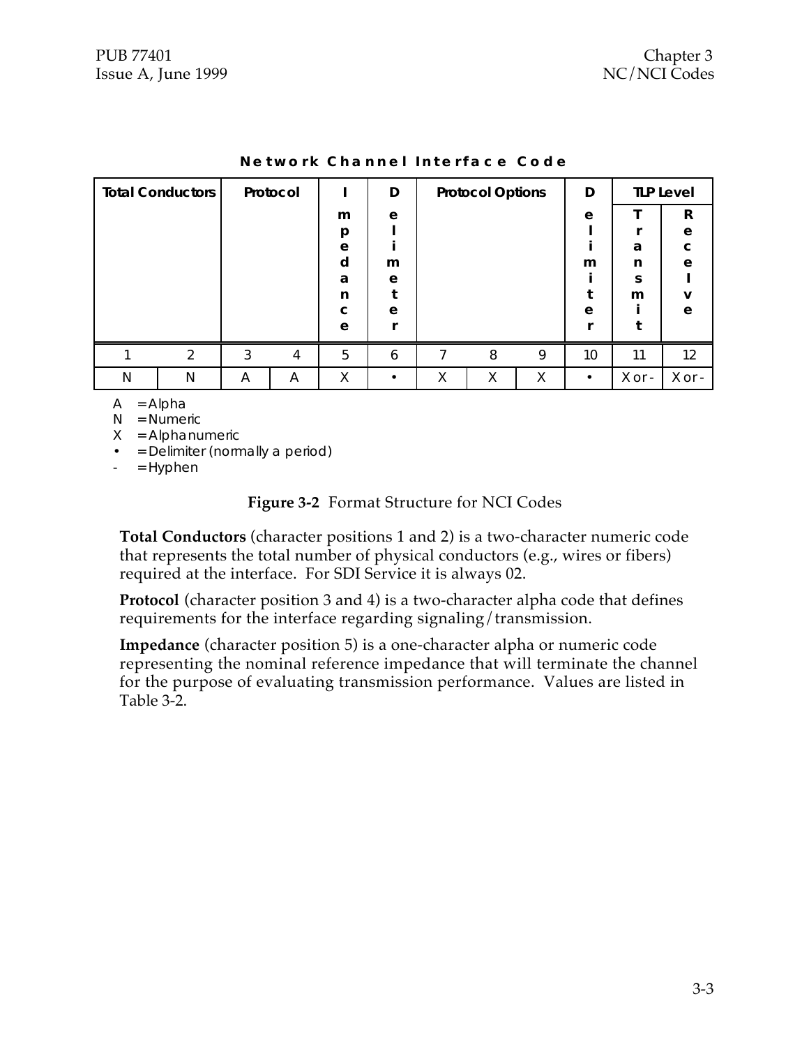**Network Channel Interface Code**

| Total Conductors | | Protocol | | Impedance | Delimiter | Protocol Options | | | Delimiter | TLP Level | |
|---|---|---|---|---|---|---|---|---|---|---|---|
| | | | | | | | | | | Transmit | Receive |
| 1 | 2 | 3 | 4 | 5 | 6 | 7 | 8 | 9 | 10 | 11 | 12 |
| N | N | A | A | X | • | X | X | X | • | X or - | X or - |

A = Alpha
N = Numeric
X = Alphanumeric
• = Delimiter (normally a period)
- = Hyphen

**Figure 3-2** Format Structure for NCI Codes

**Total Conductors** (character positions 1 and 2) is a two-character numeric code that represents the total number of physical conductors (e.g., wires or fibers) required at the interface. For SDI Service it is always 02.

**Protocol** (character position 3 and 4) is a two-character alpha code that defines requirements for the interface regarding signaling/transmission.

**Impedance** (character position 5) is a one-character alpha or numeric code representing the nominal reference impedance that will terminate the channel for the purpose of evaluating transmission performance. Values are listed in Table 3-2.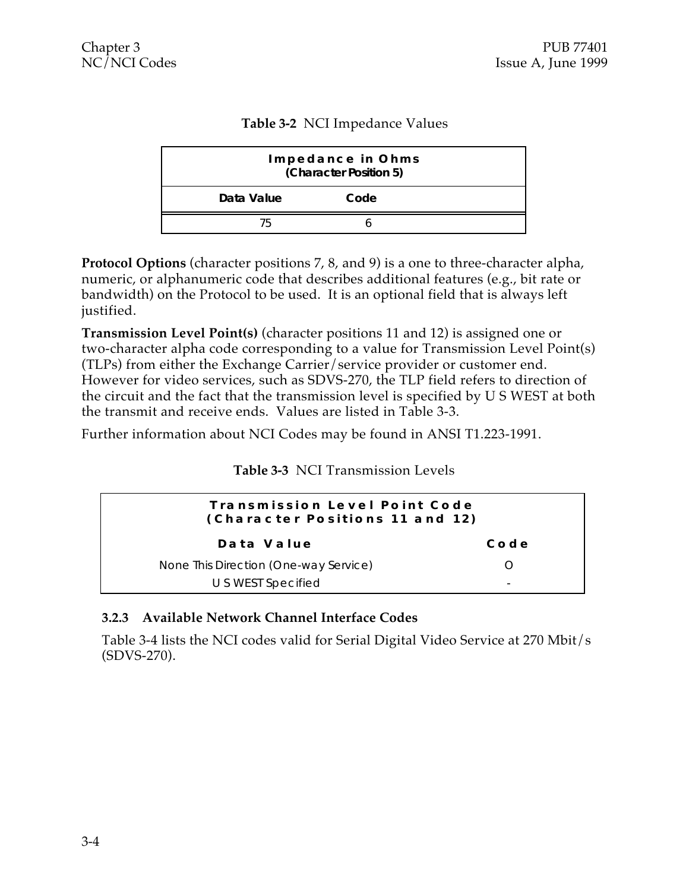**Table 3-2** NCI Impedance Values

| Impedance in Ohms (Character Position 5) | |
|---|---|
| **Data Value** | **Code** |
| 75 | 6 |

**Protocol Options** (character positions 7, 8, and 9) is a one to three-character alpha, numeric, or alphanumeric code that describes additional features (e.g., bit rate or bandwidth) on the Protocol to be used. It is an optional field that is always left justified.

**Transmission Level Point(s)** (character positions 11 and 12) is assigned one or two-character alpha code corresponding to a value for Transmission Level Point(s) (TLPs) from either the Exchange Carrier/service provider or customer end. However for video services, such as SDVS-270, the TLP field refers to direction of the circuit and the fact that the transmission level is specified by U S WEST at both the transmit and receive ends. Values are listed in Table 3-3.

Further information about NCI Codes may be found in ANSI T1.223-1991.

**Table 3-3** NCI Transmission Levels

| Transmission Level Point Code (Character Positions 11 and 12) | |
|---|---|
| **Data Value** | **Code** |
| None This Direction (One-way Service) | O |
| U S WEST Specified | - |

### 3.2.3 Available Network Channel Interface Codes

Table 3-4 lists the NCI codes valid for Serial Digital Video Service at 270 Mbit/s (SDVS-270).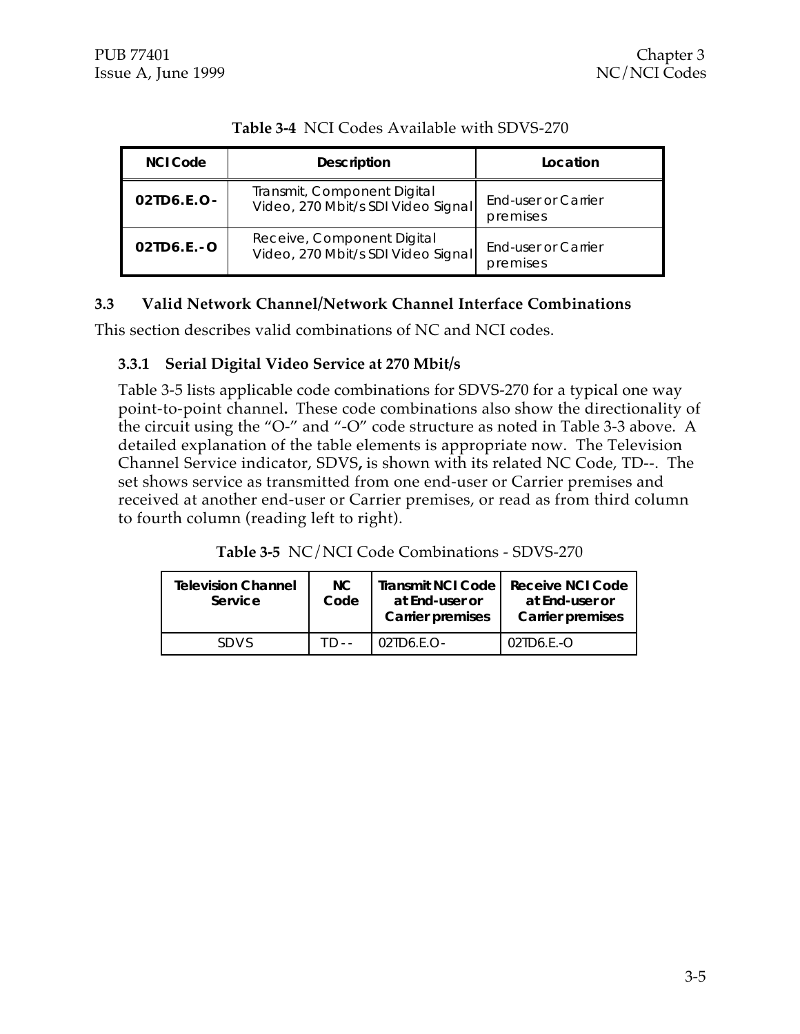**Table 3-4** NCI Codes Available with SDVS-270

| NCI Code | Description | Location |
|---|---|---|
| **02TD6.E.O-** | Transmit, Component Digital Video, 270 Mbit/s SDI Video Signal | End-user or Carrier premises |
| **02TD6.E.-O** | Receive, Component Digital Video, 270 Mbit/s SDI Video Signal | End-user or Carrier premises |

## 3.3 Valid Network Channel/Network Channel Interface Combinations

This section describes valid combinations of NC and NCI codes.

### 3.3.1 Serial Digital Video Service at 270 Mbit/s

Table 3-5 lists applicable code combinations for SDVS-270 for a typical one way point-to-point channel. These code combinations also show the directionality of the circuit using the "O-" and "-O" code structure as noted in Table 3-3 above. A detailed explanation of the table elements is appropriate now. The Television Channel Service indicator, SDVS, is shown with its related NC Code, TD--. The set shows service as transmitted from one end-user or Carrier premises and received at another end-user or Carrier premises, or read as from third column to fourth column (reading left to right).

**Table 3-5** NC/NCI Code Combinations - SDVS-270

| Television Channel Service | NC Code | Transmit NCI Code at End-user or Carrier premises | Receive NCI Code at End-user or Carrier premises |
|---|---|---|---|
| SDVS | TD-- | 02TD6.E.O- | 02TD6.E.-O |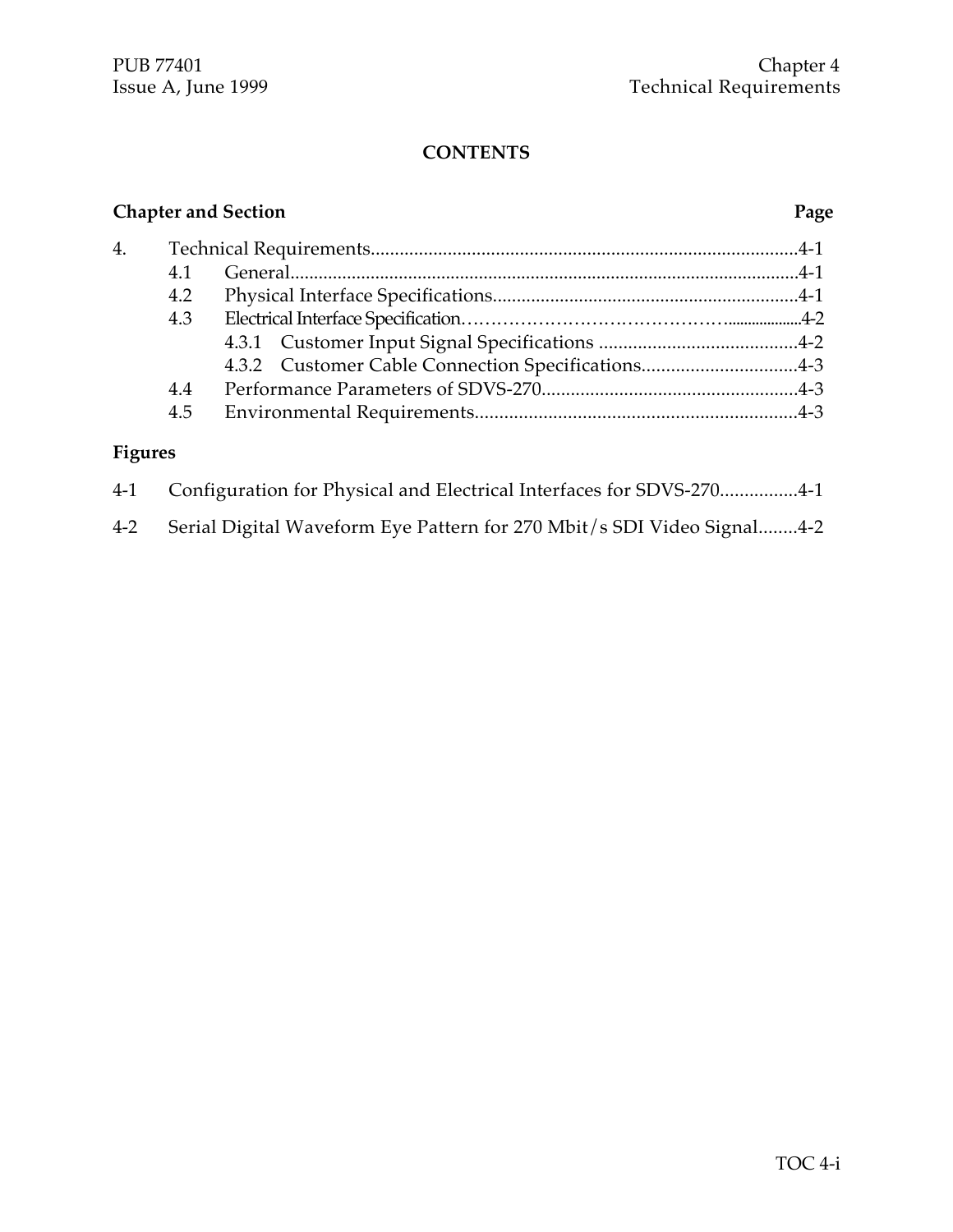**CONTENTS**

| Chapter and Section | | Page |
|---|---|---|
| 4. | Technical Requirements | 4-1 |
| 4.1 | General | 4-1 |
| 4.2 | Physical Interface Specifications | 4-1 |
| 4.3 | Electrical Interface Specification | 4-2 |
| 4.3.1 | Customer Input Signal Specifications | 4-2 |
| 4.3.2 | Customer Cable Connection Specifications | 4-3 |
| 4.4 | Performance Parameters of SDVS-270 | 4-3 |
| 4.5 | Environmental Requirements | 4-3 |

**Figures**

| | | |
|---|---|---|
| 4-1 | Configuration for Physical and Electrical Interfaces for SDVS-270 | 4-1 |
| 4-2 | Serial Digital Waveform Eye Pattern for 270 Mbit/s SDI Video Signal | 4-2 |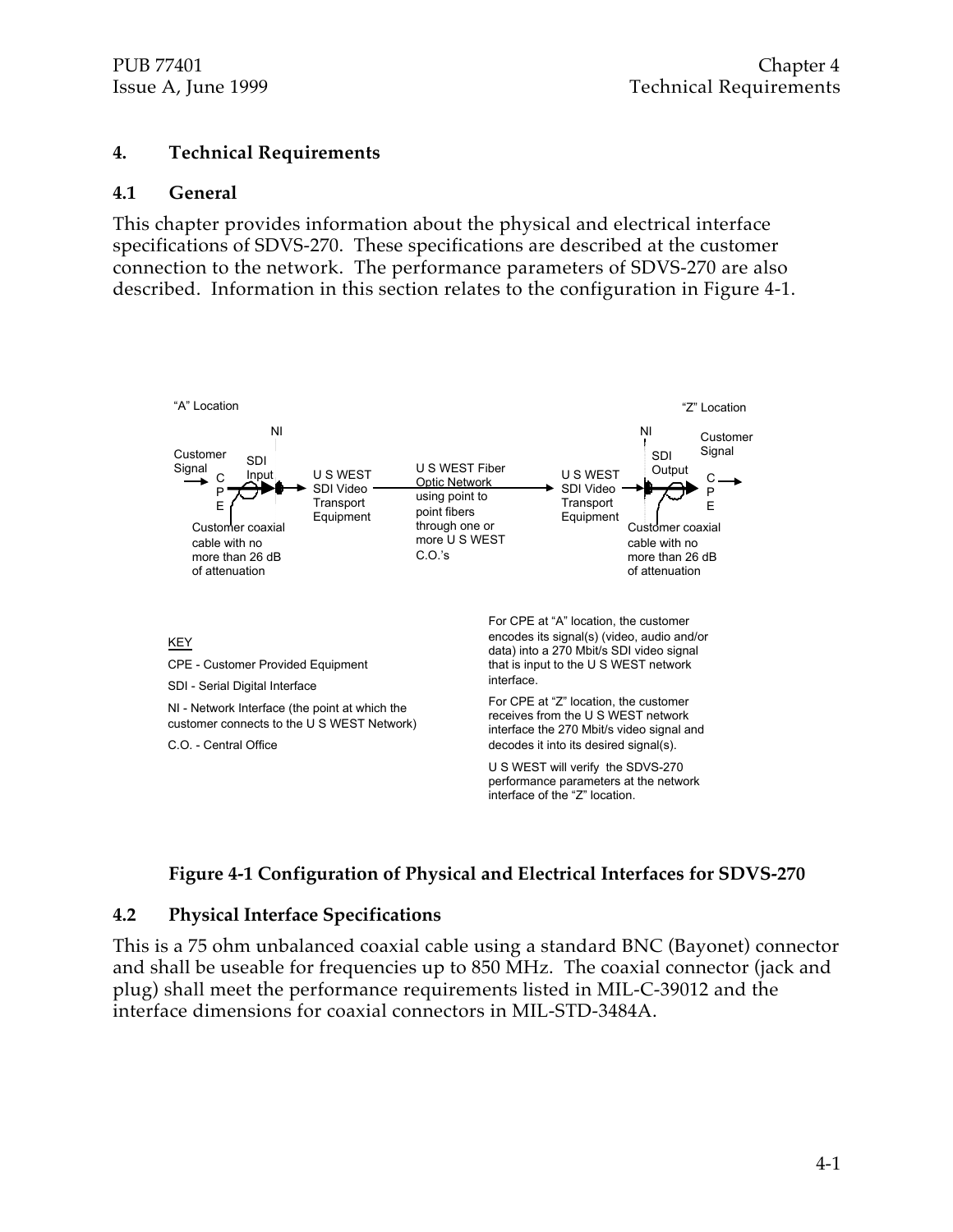# 4. Technical Requirements

## 4.1 General

This chapter provides information about the physical and electrical interface specifications of SDVS-270. These specifications are described at the customer connection to the network. The performance parameters of SDVS-270 are also described. Information in this section relates to the configuration in Figure 4-1.

"A" Location

Customer Signal → CPE → SDI Input (NI) → U S WEST SDI Video Transport Equipment → U S WEST Fiber Optic Network using point to point fibers through one or more U S WEST C.O.'s → U S WEST SDI Video Transport Equipment → SDI Output (NI) → CPE → Customer Signal

"Z" Location

Customer coaxial cable with no more than 26 dB of attenuation (at both the "A" and "Z" locations)

KEY

CPE - Customer Provided Equipment

SDI - Serial Digital Interface

NI - Network Interface (the point at which the customer connects to the U S WEST Network)

C.O. - Central Office

For CPE at "A" location, the customer encodes its signal(s) (video, audio and/or data) into a 270 Mbit/s SDI video signal that is input to the U S WEST network interface.

For CPE at "Z" location, the customer receives from the U S WEST network interface the 270 Mbit/s video signal and decodes it into its desired signal(s).

U S WEST will verify the SDVS-270 performance parameters at the network interface of the "Z" location.

**Figure 4-1 Configuration of Physical and Electrical Interfaces for SDVS-270**

## 4.2 Physical Interface Specifications

This is a 75 ohm unbalanced coaxial cable using a standard BNC (Bayonet) connector and shall be useable for frequencies up to 850 MHz. The coaxial connector (jack and plug) shall meet the performance requirements listed in MIL-C-39012 and the interface dimensions for coaxial connectors in MIL-STD-3484A.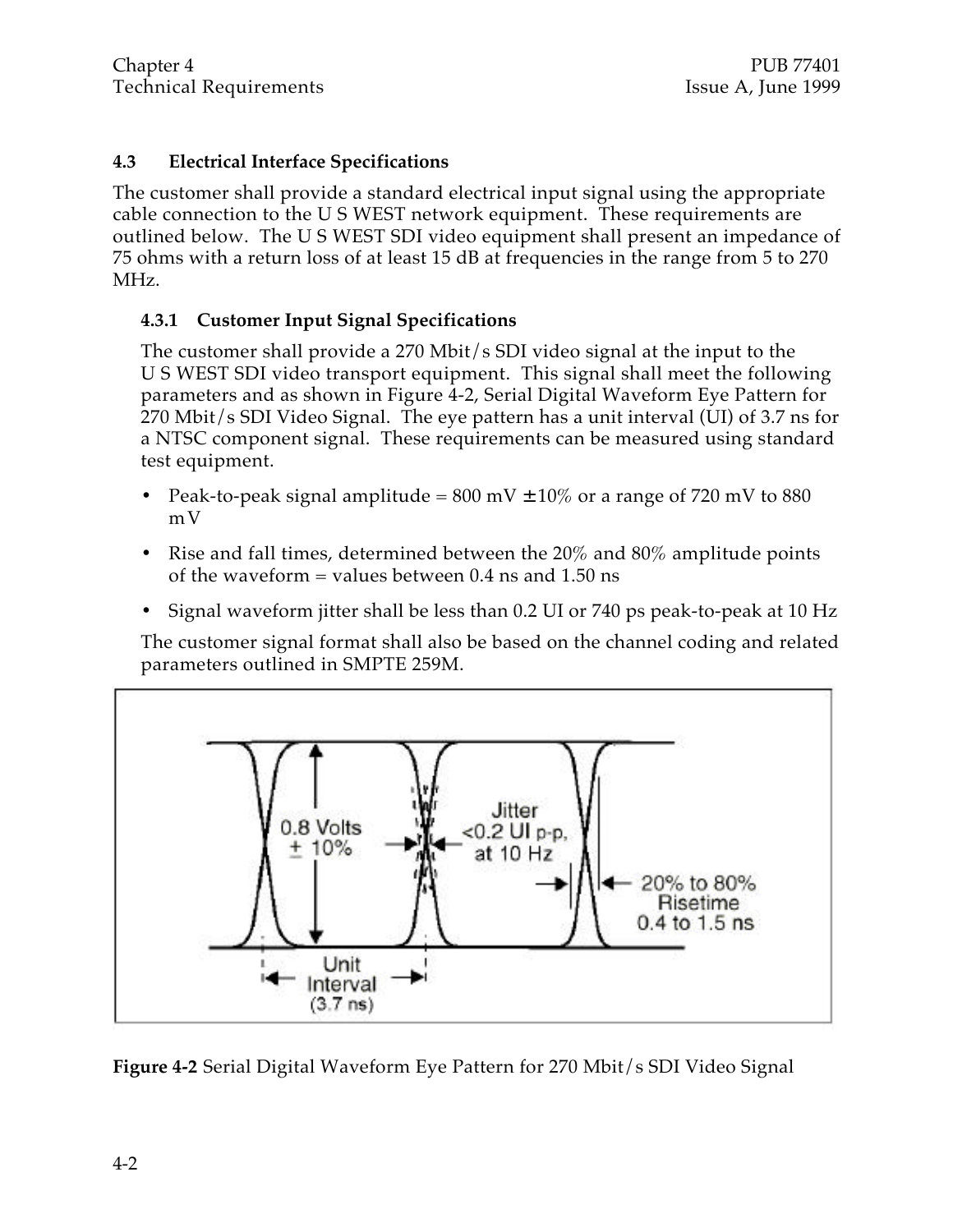## 4.3 Electrical Interface Specifications

The customer shall provide a standard electrical input signal using the appropriate cable connection to the U S WEST network equipment. These requirements are outlined below. The U S WEST SDI video equipment shall present an impedance of 75 ohms with a return loss of at least 15 dB at frequencies in the range from 5 to 270 MHz.

### 4.3.1 Customer Input Signal Specifications

The customer shall provide a 270 Mbit/s SDI video signal at the input to the U S WEST SDI video transport equipment. This signal shall meet the following parameters and as shown in Figure 4-2, Serial Digital Waveform Eye Pattern for 270 Mbit/s SDI Video Signal. The eye pattern has a unit interval (UI) of 3.7 ns for a NTSC component signal. These requirements can be measured using standard test equipment.

- Peak-to-peak signal amplitude = 800 mV ±10% or a range of 720 mV to 880 mV
- Rise and fall times, determined between the 20% and 80% amplitude points of the waveform = values between 0.4 ns and 1.50 ns
- Signal waveform jitter shall be less than 0.2 UI or 740 ps peak-to-peak at 10 Hz

The customer signal format shall also be based on the channel coding and related parameters outlined in SMPTE 259M.

**Figure 4-2** Serial Digital Waveform Eye Pattern for 270 Mbit/s SDI Video Signal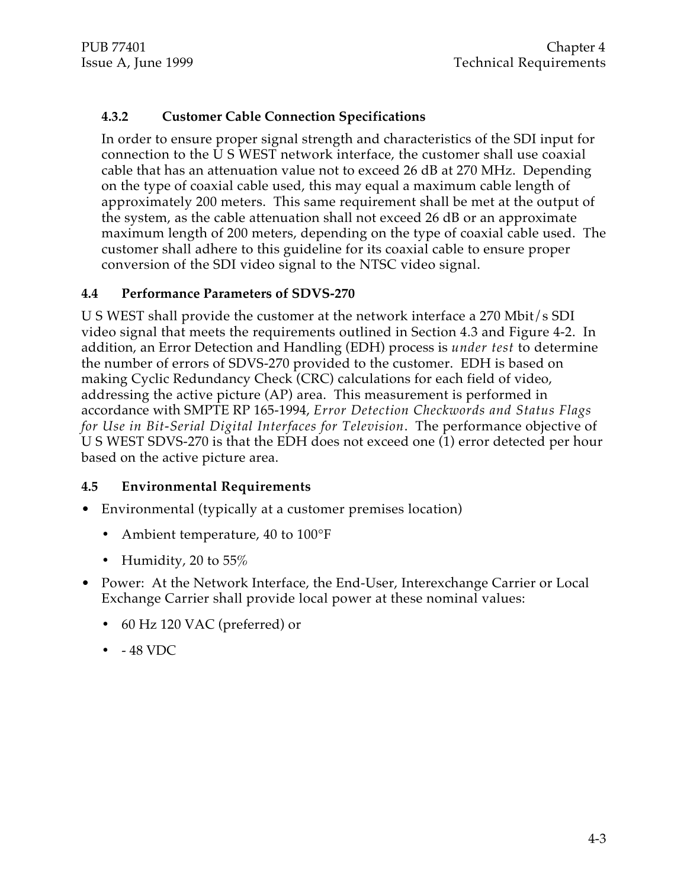### 4.3.2 Customer Cable Connection Specifications

In order to ensure proper signal strength and characteristics of the SDI input for connection to the U S WEST network interface, the customer shall use coaxial cable that has an attenuation value not to exceed 26 dB at 270 MHz. Depending on the type of coaxial cable used, this may equal a maximum cable length of approximately 200 meters. This same requirement shall be met at the output of the system, as the cable attenuation shall not exceed 26 dB or an approximate maximum length of 200 meters, depending on the type of coaxial cable used. The customer shall adhere to this guideline for its coaxial cable to ensure proper conversion of the SDI video signal to the NTSC video signal.

## 4.4 Performance Parameters of SDVS-270

U S WEST shall provide the customer at the network interface a 270 Mbit/s SDI video signal that meets the requirements outlined in Section 4.3 and Figure 4-2. In addition, an Error Detection and Handling (EDH) process is *under test* to determine the number of errors of SDVS-270 provided to the customer. EDH is based on making Cyclic Redundancy Check (CRC) calculations for each field of video, addressing the active picture (AP) area. This measurement is performed in accordance with SMPTE RP 165-1994, *Error Detection Checkwords and Status Flags for Use in Bit-Serial Digital Interfaces for Television*. The performance objective of U S WEST SDVS-270 is that the EDH does not exceed one (1) error detected per hour based on the active picture area.

## 4.5 Environmental Requirements

- Environmental (typically at a customer premises location)
  - Ambient temperature, 40 to 100°F
  - Humidity, 20 to 55%
- Power: At the Network Interface, the End-User, Interexchange Carrier or Local Exchange Carrier shall provide local power at these nominal values:
  - 60 Hz 120 VAC (preferred) or
  - - 48 VDC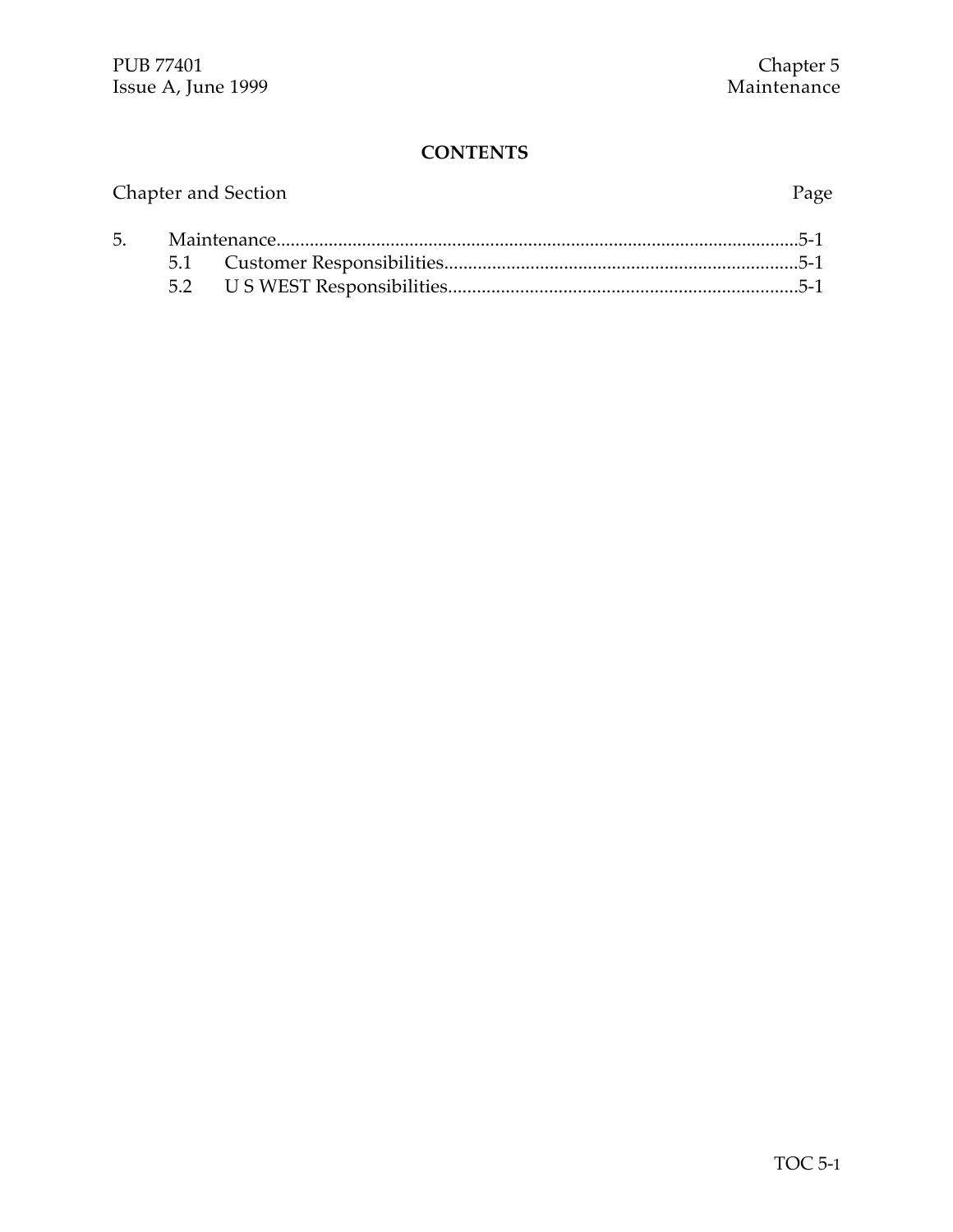**CONTENTS**

| Chapter and Section | | Page |
|---|---|---|
| 5. | Maintenance | 5-1 |
| 5.1 | Customer Responsibilities | 5-1 |
| 5.2 | U S WEST Responsibilities | 5-1 |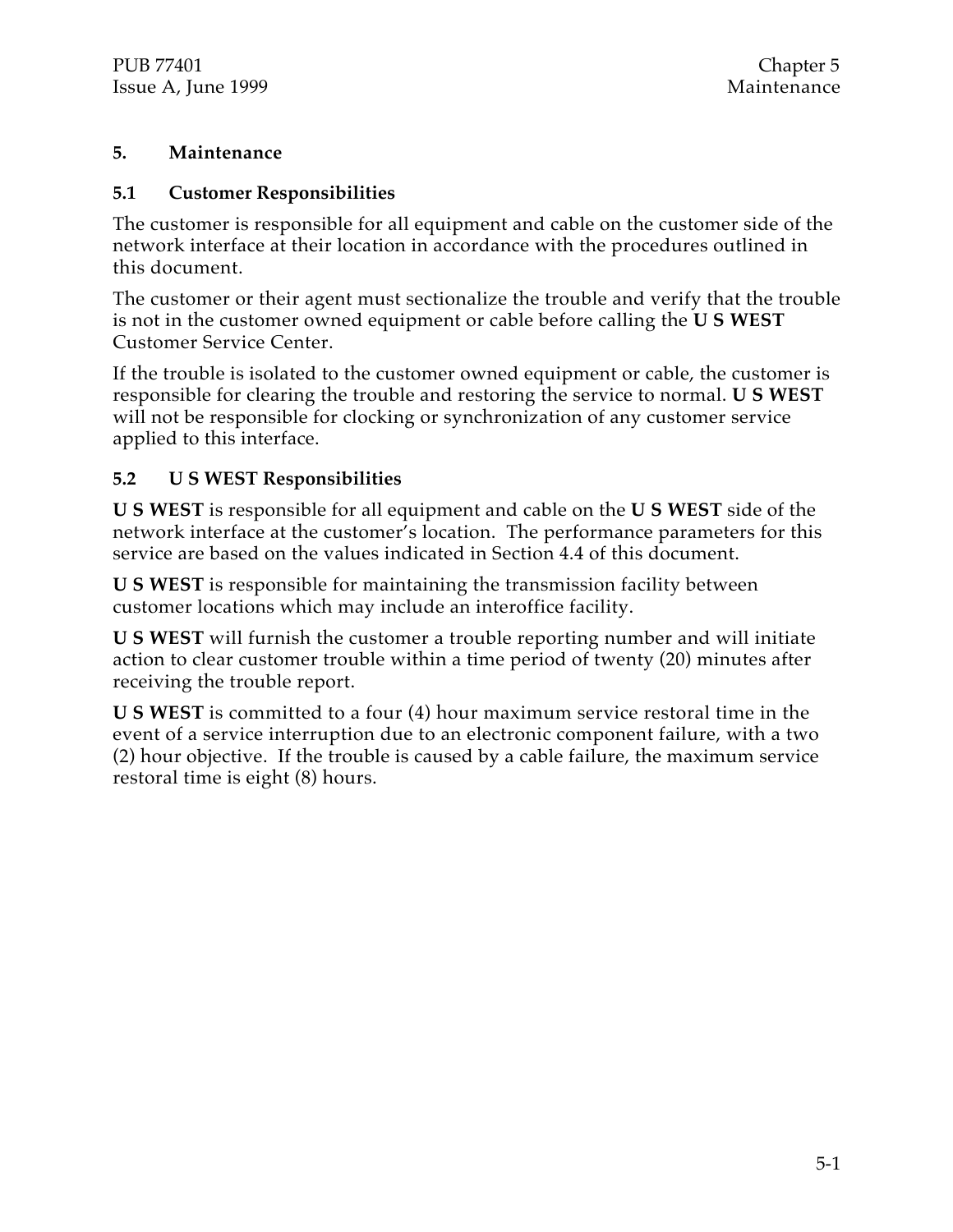# 5. Maintenance

## 5.1 Customer Responsibilities

The customer is responsible for all equipment and cable on the customer side of the network interface at their location in accordance with the procedures outlined in this document.

The customer or their agent must sectionalize the trouble and verify that the trouble is not in the customer owned equipment or cable before calling the **U S WEST** Customer Service Center.

If the trouble is isolated to the customer owned equipment or cable, the customer is responsible for clearing the trouble and restoring the service to normal. **U S WEST** will not be responsible for clocking or synchronization of any customer service applied to this interface.

## 5.2 U S WEST Responsibilities

**U S WEST** is responsible for all equipment and cable on the **U S WEST** side of the network interface at the customer's location. The performance parameters for this service are based on the values indicated in Section 4.4 of this document.

**U S WEST** is responsible for maintaining the transmission facility between customer locations which may include an interoffice facility.

**U S WEST** will furnish the customer a trouble reporting number and will initiate action to clear customer trouble within a time period of twenty (20) minutes after receiving the trouble report.

**U S WEST** is committed to a four (4) hour maximum service restoral time in the event of a service interruption due to an electronic component failure, with a two (2) hour objective. If the trouble is caused by a cable failure, the maximum service restoral time is eight (8) hours.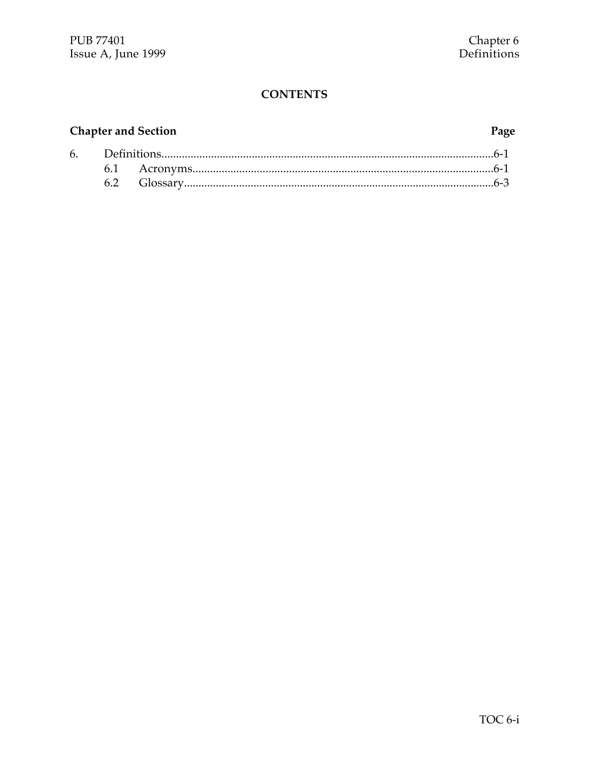# CONTENTS

| Chapter and Section | | Page |
|---|---|---|
| 6. | Definitions | 6-1 |
| 6.1 | Acronyms | 6-1 |
| 6.2 | Glossary | 6-3 |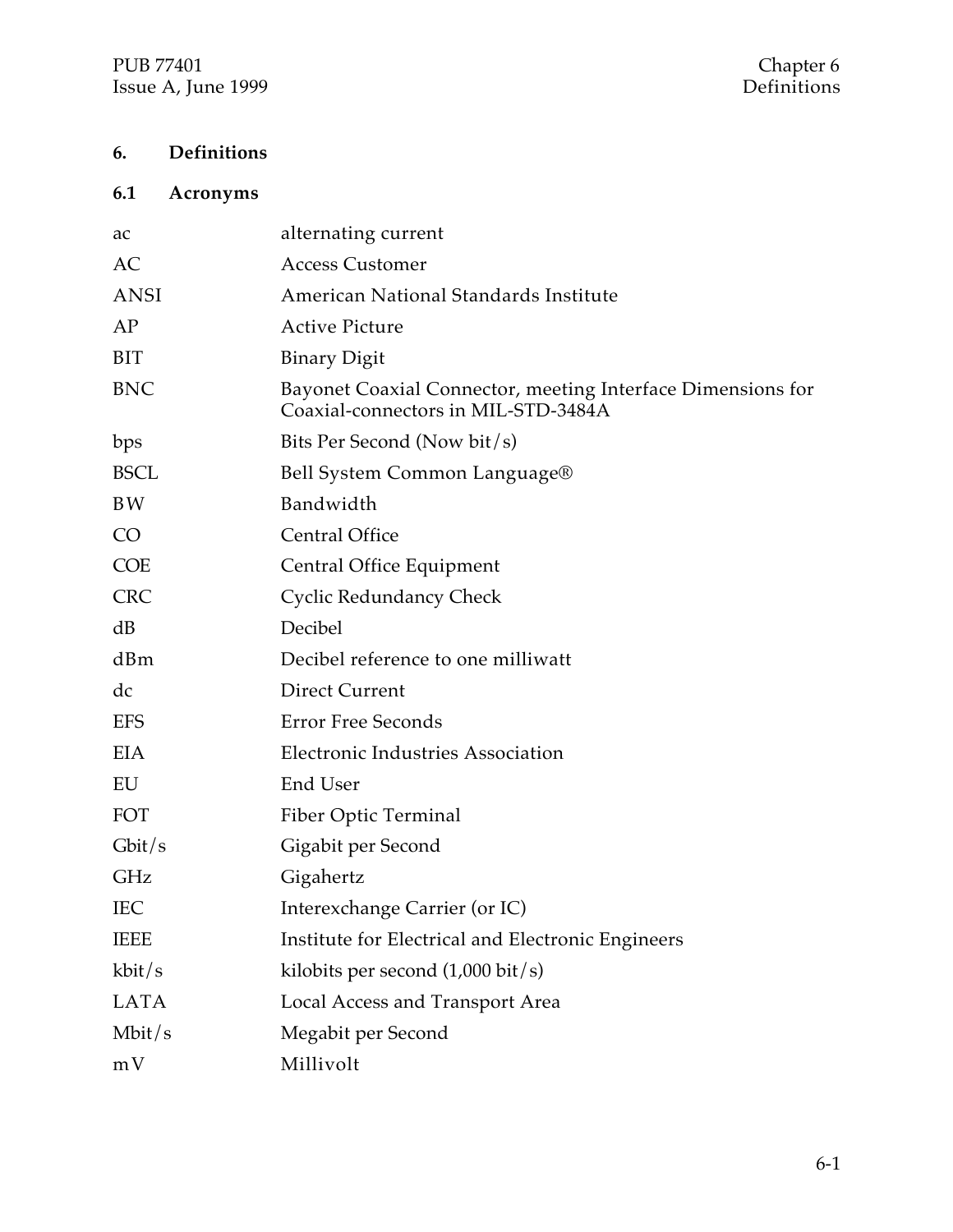# 6. Definitions

## 6.1 Acronyms

| | |
|---|---|
| ac | alternating current |
| AC | Access Customer |
| ANSI | American National Standards Institute |
| AP | Active Picture |
| BIT | Binary Digit |
| BNC | Bayonet Coaxial Connector, meeting Interface Dimensions for Coaxial-connectors in MIL-STD-3484A |
| bps | Bits Per Second (Now bit/s) |
| BSCL | Bell System Common Language® |
| BW | Bandwidth |
| CO | Central Office |
| COE | Central Office Equipment |
| CRC | Cyclic Redundancy Check |
| dB | Decibel |
| dBm | Decibel reference to one milliwatt |
| dc | Direct Current |
| EFS | Error Free Seconds |
| EIA | Electronic Industries Association |
| EU | End User |
| FOT | Fiber Optic Terminal |
| Gbit/s | Gigabit per Second |
| GHz | Gigahertz |
| IEC | Interexchange Carrier (or IC) |
| IEEE | Institute for Electrical and Electronic Engineers |
| kbit/s | kilobits per second (1,000 bit/s) |
| LATA | Local Access and Transport Area |
| Mbit/s | Megabit per Second |
| mV | Millivolt |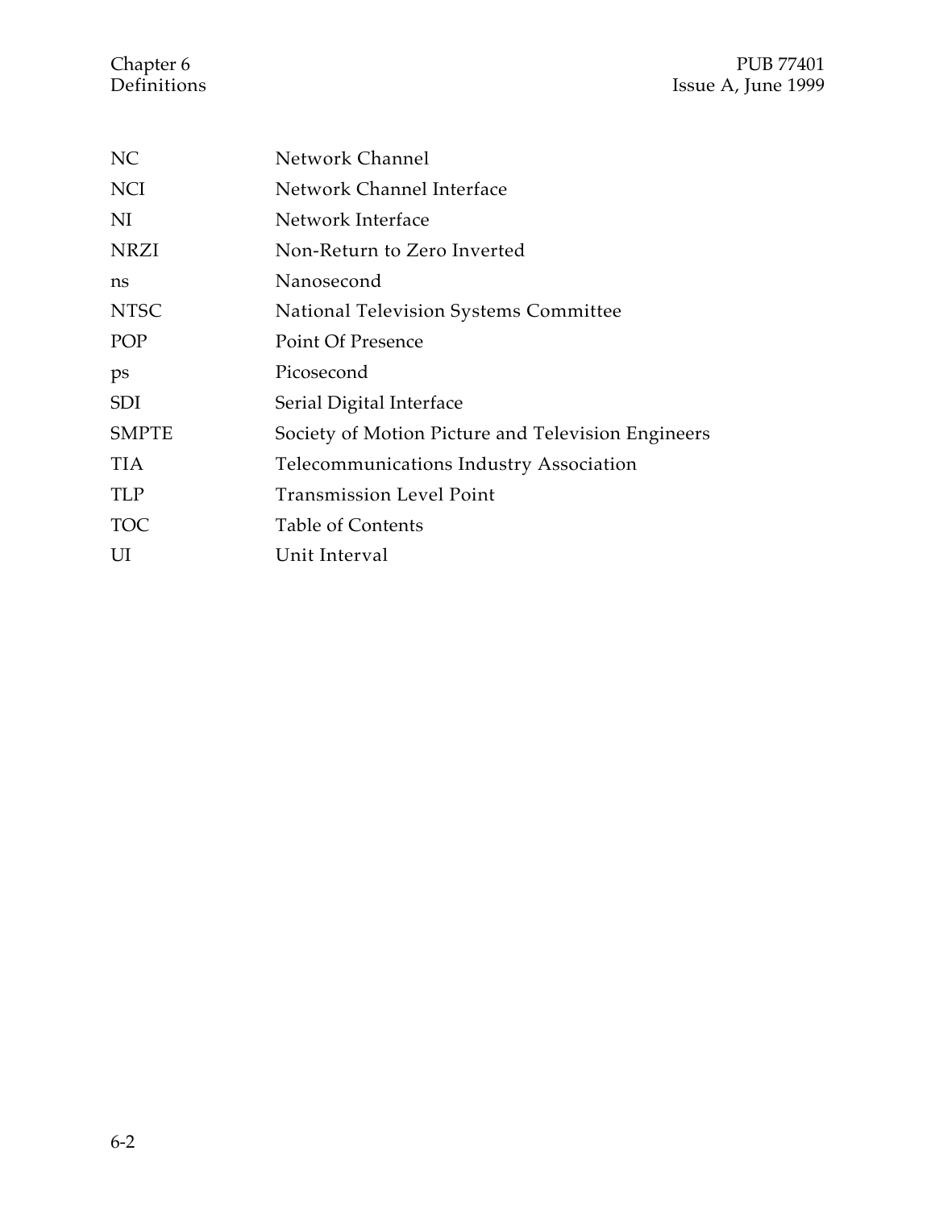| | |
|---|---|
| NC | Network Channel |
| NCI | Network Channel Interface |
| NI | Network Interface |
| NRZI | Non-Return to Zero Inverted |
| ns | Nanosecond |
| NTSC | National Television Systems Committee |
| POP | Point Of Presence |
| ps | Picosecond |
| SDI | Serial Digital Interface |
| SMPTE | Society of Motion Picture and Television Engineers |
| TIA | Telecommunications Industry Association |
| TLP | Transmission Level Point |
| TOC | Table of Contents |
| UI | Unit Interval |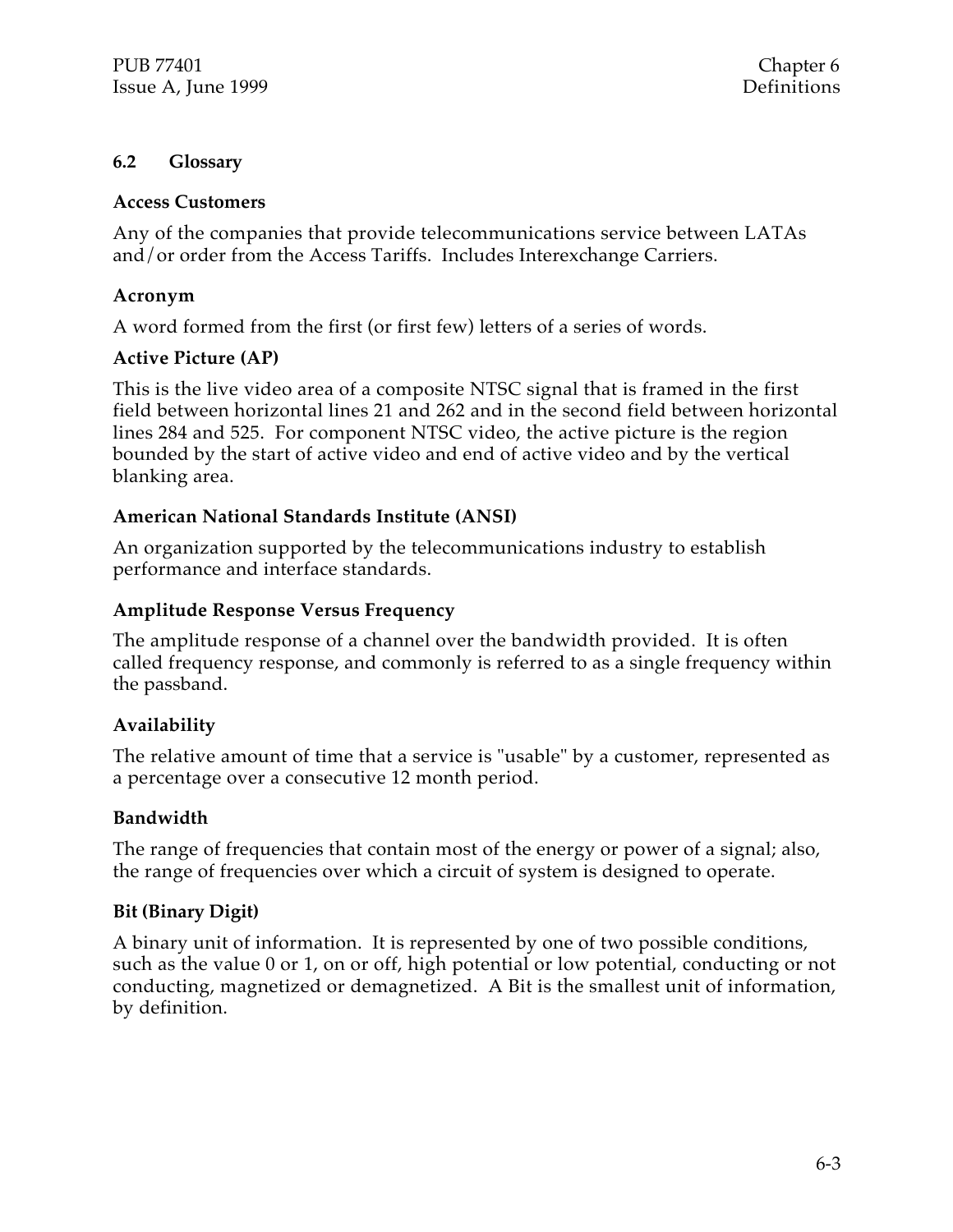## 6.2 Glossary

### Access Customers

Any of the companies that provide telecommunications service between LATAs and/or order from the Access Tariffs. Includes Interexchange Carriers.

### Acronym

A word formed from the first (or first few) letters of a series of words.

### Active Picture (AP)

This is the live video area of a composite NTSC signal that is framed in the first field between horizontal lines 21 and 262 and in the second field between horizontal lines 284 and 525. For component NTSC video, the active picture is the region bounded by the start of active video and end of active video and by the vertical blanking area.

### American National Standards Institute (ANSI)

An organization supported by the telecommunications industry to establish performance and interface standards.

### Amplitude Response Versus Frequency

The amplitude response of a channel over the bandwidth provided. It is often called frequency response, and commonly is referred to as a single frequency within the passband.

### Availability

The relative amount of time that a service is "usable" by a customer, represented as a percentage over a consecutive 12 month period.

### Bandwidth

The range of frequencies that contain most of the energy or power of a signal; also, the range of frequencies over which a circuit of system is designed to operate.

### Bit (Binary Digit)

A binary unit of information. It is represented by one of two possible conditions, such as the value 0 or 1, on or off, high potential or low potential, conducting or not conducting, magnetized or demagnetized. A Bit is the smallest unit of information, by definition.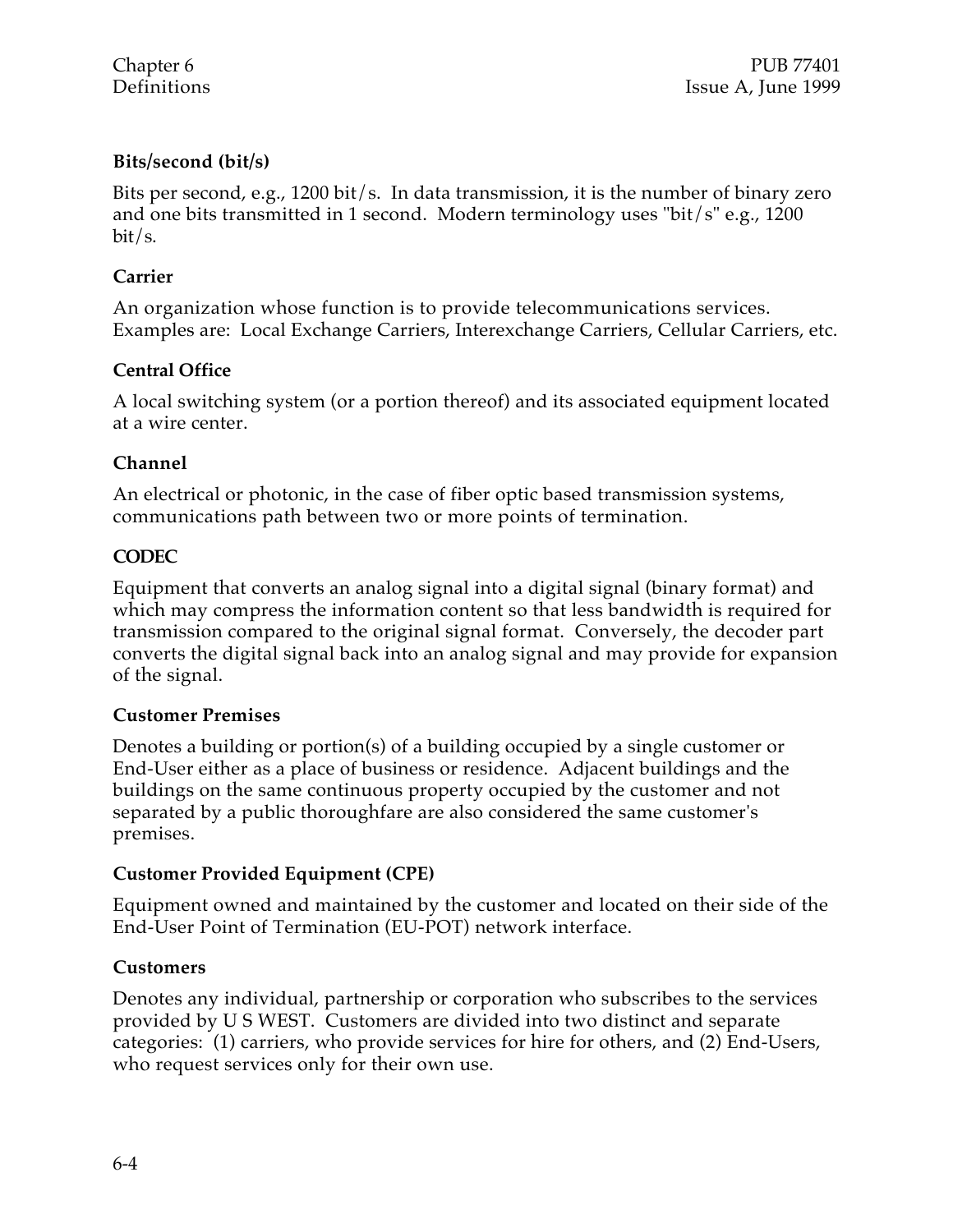### Bits/second (bit/s)

Bits per second, e.g., 1200 bit/s. In data transmission, it is the number of binary zero and one bits transmitted in 1 second. Modern terminology uses "bit/s" e.g., 1200 bit/s.

### Carrier

An organization whose function is to provide telecommunications services. Examples are: Local Exchange Carriers, Interexchange Carriers, Cellular Carriers, etc.

### Central Office

A local switching system (or a portion thereof) and its associated equipment located at a wire center.

### Channel

An electrical or photonic, in the case of fiber optic based transmission systems, communications path between two or more points of termination.

### CODEC

Equipment that converts an analog signal into a digital signal (binary format) and which may compress the information content so that less bandwidth is required for transmission compared to the original signal format. Conversely, the decoder part converts the digital signal back into an analog signal and may provide for expansion of the signal.

### Customer Premises

Denotes a building or portion(s) of a building occupied by a single customer or End-User either as a place of business or residence. Adjacent buildings and the buildings on the same continuous property occupied by the customer and not separated by a public thoroughfare are also considered the same customer's premises.

### Customer Provided Equipment (CPE)

Equipment owned and maintained by the customer and located on their side of the End-User Point of Termination (EU-POT) network interface.

### Customers

Denotes any individual, partnership or corporation who subscribes to the services provided by U S WEST. Customers are divided into two distinct and separate categories: (1) carriers, who provide services for hire for others, and (2) End-Users, who request services only for their own use.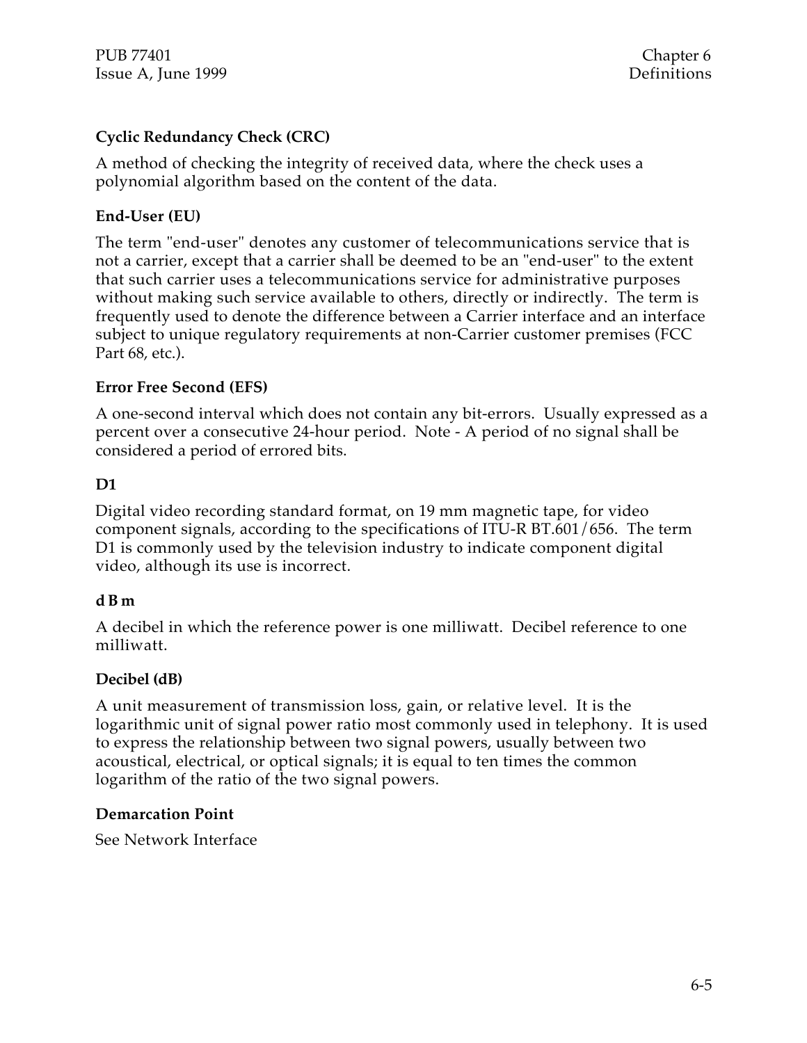### Cyclic Redundancy Check (CRC)

A method of checking the integrity of received data, where the check uses a polynomial algorithm based on the content of the data.

### End-User (EU)

The term "end-user" denotes any customer of telecommunications service that is not a carrier, except that a carrier shall be deemed to be an "end-user" to the extent that such carrier uses a telecommunications service for administrative purposes without making such service available to others, directly or indirectly. The term is frequently used to denote the difference between a Carrier interface and an interface subject to unique regulatory requirements at non-Carrier customer premises (FCC Part 68, etc.).

### Error Free Second (EFS)

A one-second interval which does not contain any bit-errors. Usually expressed as a percent over a consecutive 24-hour period. Note - A period of no signal shall be considered a period of errored bits.

### D1

Digital video recording standard format, on 19 mm magnetic tape, for video component signals, according to the specifications of ITU-R BT.601/656. The term D1 is commonly used by the television industry to indicate component digital video, although its use is incorrect.

### d B m

A decibel in which the reference power is one milliwatt. Decibel reference to one milliwatt.

### Decibel (dB)

A unit measurement of transmission loss, gain, or relative level. It is the logarithmic unit of signal power ratio most commonly used in telephony. It is used to express the relationship between two signal powers, usually between two acoustical, electrical, or optical signals; it is equal to ten times the common logarithm of the ratio of the two signal powers.

### Demarcation Point

See Network Interface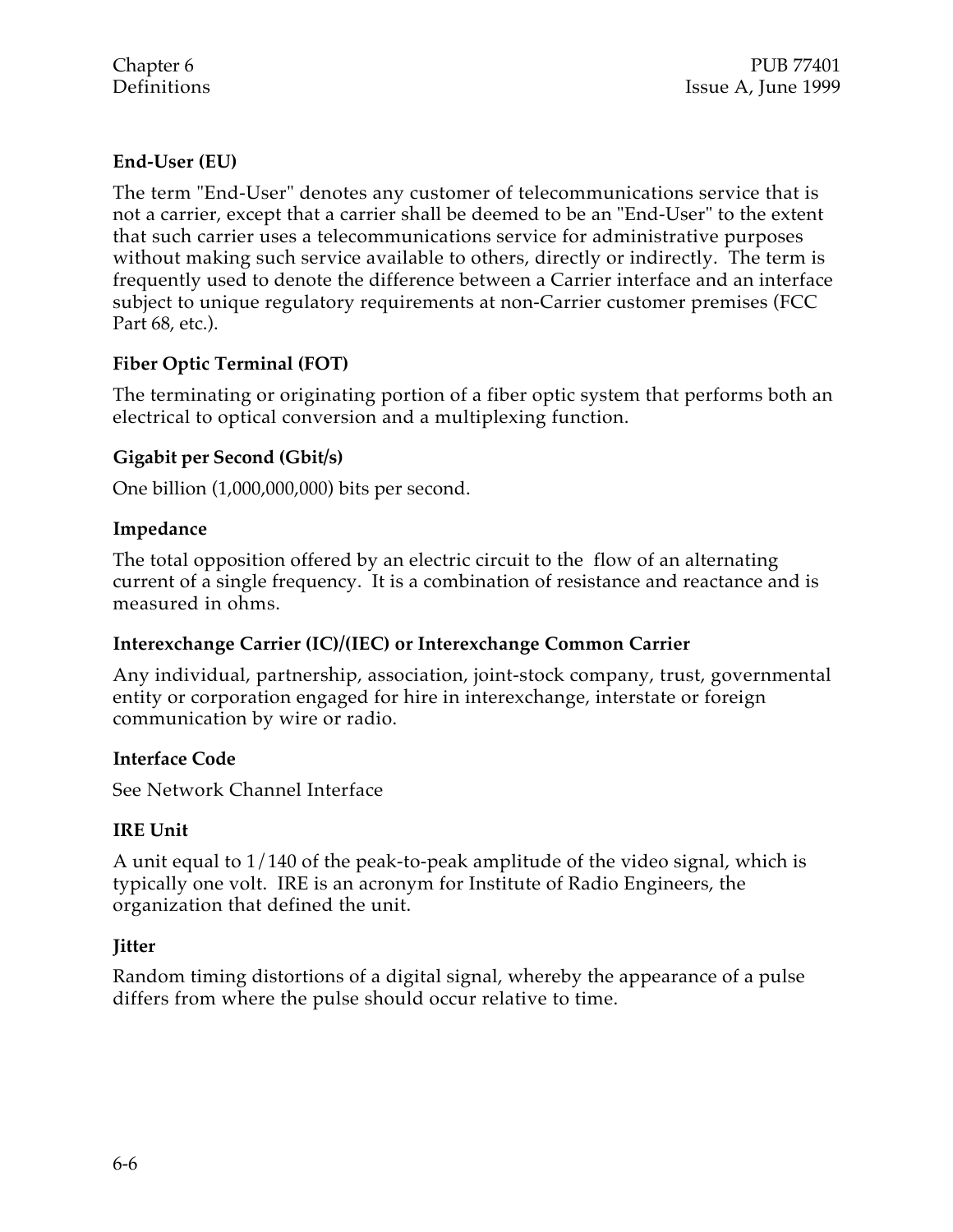### End-User (EU)

The term "End-User" denotes any customer of telecommunications service that is not a carrier, except that a carrier shall be deemed to be an "End-User" to the extent that such carrier uses a telecommunications service for administrative purposes without making such service available to others, directly or indirectly. The term is frequently used to denote the difference between a Carrier interface and an interface subject to unique regulatory requirements at non-Carrier customer premises (FCC Part 68, etc.).

### Fiber Optic Terminal (FOT)

The terminating or originating portion of a fiber optic system that performs both an electrical to optical conversion and a multiplexing function.

### Gigabit per Second (Gbit/s)

One billion (1,000,000,000) bits per second.

### Impedance

The total opposition offered by an electric circuit to the flow of an alternating current of a single frequency. It is a combination of resistance and reactance and is measured in ohms.

### Interexchange Carrier (IC)/(IEC) or Interexchange Common Carrier

Any individual, partnership, association, joint-stock company, trust, governmental entity or corporation engaged for hire in interexchange, interstate or foreign communication by wire or radio.

### Interface Code

See Network Channel Interface

### IRE Unit

A unit equal to 1/140 of the peak-to-peak amplitude of the video signal, which is typically one volt. IRE is an acronym for Institute of Radio Engineers, the organization that defined the unit.

### Jitter

Random timing distortions of a digital signal, whereby the appearance of a pulse differs from where the pulse should occur relative to time.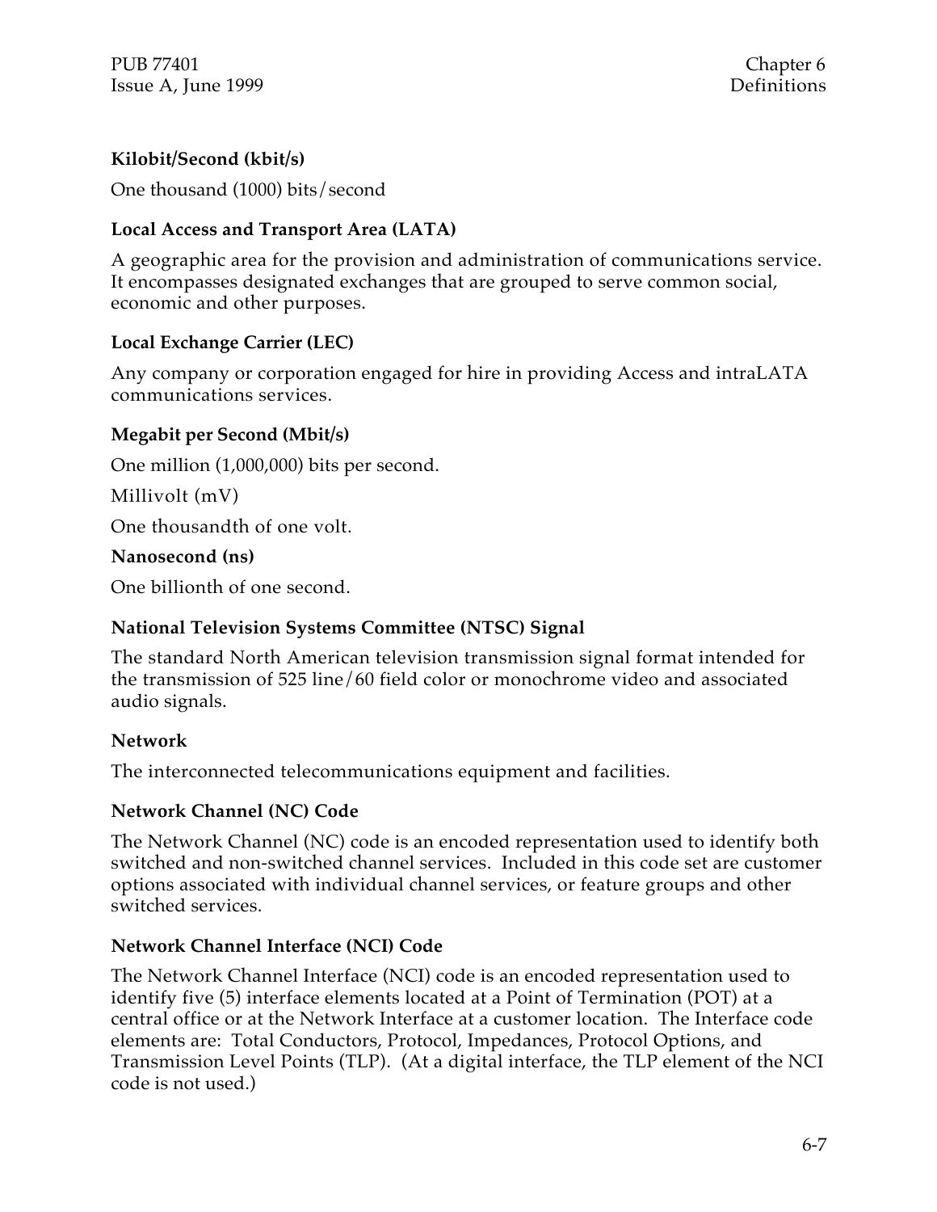**Kilobit/Second (kbit/s)**

One thousand (1000) bits/second

**Local Access and Transport Area (LATA)**

A geographic area for the provision and administration of communications service. It encompasses designated exchanges that are grouped to serve common social, economic and other purposes.

**Local Exchange Carrier (LEC)**

Any company or corporation engaged for hire in providing Access and intraLATA communications services.

**Megabit per Second (Mbit/s)**

One million (1,000,000) bits per second.

Millivolt (mV)

One thousandth of one volt.

**Nanosecond (ns)**

One billionth of one second.

**National Television Systems Committee (NTSC) Signal**

The standard North American television transmission signal format intended for the transmission of 525 line/60 field color or monochrome video and associated audio signals.

**Network**

The interconnected telecommunications equipment and facilities.

**Network Channel (NC) Code**

The Network Channel (NC) code is an encoded representation used to identify both switched and non-switched channel services. Included in this code set are customer options associated with individual channel services, or feature groups and other switched services.

**Network Channel Interface (NCI) Code**

The Network Channel Interface (NCI) code is an encoded representation used to identify five (5) interface elements located at a Point of Termination (POT) at a central office or at the Network Interface at a customer location. The Interface code elements are: Total Conductors, Protocol, Impedances, Protocol Options, and Transmission Level Points (TLP). (At a digital interface, the TLP element of the NCI code is not used.)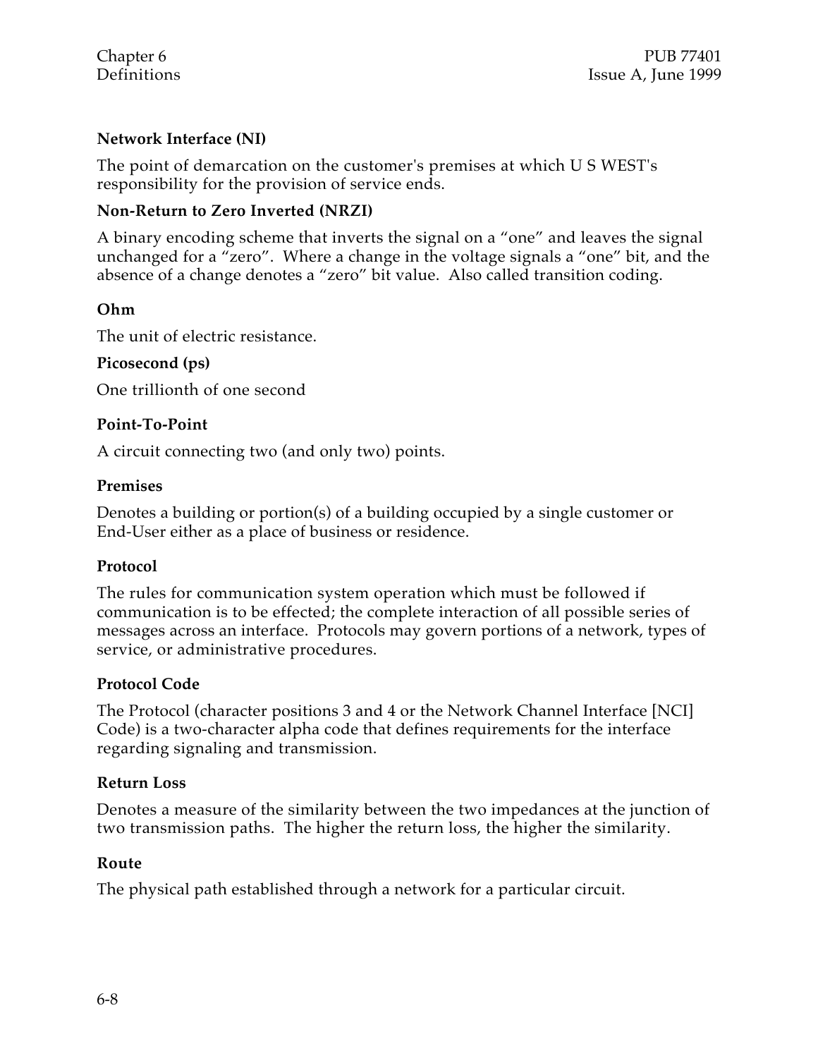**Network Interface (NI)**

The point of demarcation on the customer's premises at which U S WEST's responsibility for the provision of service ends.

**Non-Return to Zero Inverted (NRZI)**

A binary encoding scheme that inverts the signal on a “one” and leaves the signal unchanged for a “zero”. Where a change in the voltage signals a “one” bit, and the absence of a change denotes a “zero” bit value. Also called transition coding.

**Ohm**

The unit of electric resistance.

**Picosecond (ps)**

One trillionth of one second

**Point-To-Point**

A circuit connecting two (and only two) points.

**Premises**

Denotes a building or portion(s) of a building occupied by a single customer or End-User either as a place of business or residence.

**Protocol**

The rules for communication system operation which must be followed if communication is to be effected; the complete interaction of all possible series of messages across an interface. Protocols may govern portions of a network, types of service, or administrative procedures.

**Protocol Code**

The Protocol (character positions 3 and 4 or the Network Channel Interface [NCI] Code) is a two-character alpha code that defines requirements for the interface regarding signaling and transmission.

**Return Loss**

Denotes a measure of the similarity between the two impedances at the junction of two transmission paths. The higher the return loss, the higher the similarity.

**Route**

The physical path established through a network for a particular circuit.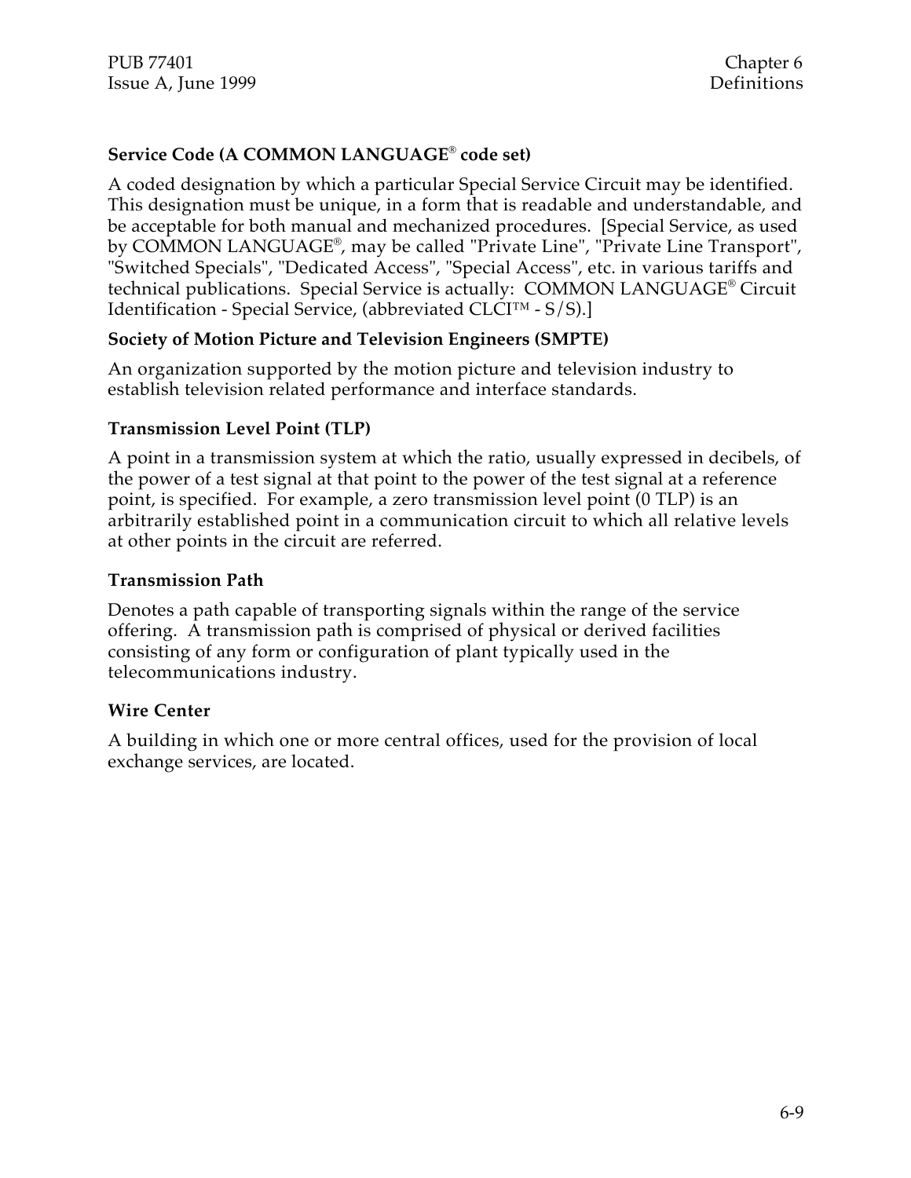**Service Code (A COMMON LANGUAGE® code set)**

A coded designation by which a particular Special Service Circuit may be identified. This designation must be unique, in a form that is readable and understandable, and be acceptable for both manual and mechanized procedures. [Special Service, as used by COMMON LANGUAGE®, may be called "Private Line", "Private Line Transport", "Switched Specials", "Dedicated Access", "Special Access", etc. in various tariffs and technical publications. Special Service is actually: COMMON LANGUAGE® Circuit Identification - Special Service, (abbreviated CLCI™ - S/S).]

**Society of Motion Picture and Television Engineers (SMPTE)**

An organization supported by the motion picture and television industry to establish television related performance and interface standards.

**Transmission Level Point (TLP)**

A point in a transmission system at which the ratio, usually expressed in decibels, of the power of a test signal at that point to the power of the test signal at a reference point, is specified. For example, a zero transmission level point (0 TLP) is an arbitrarily established point in a communication circuit to which all relative levels at other points in the circuit are referred.

**Transmission Path**

Denotes a path capable of transporting signals within the range of the service offering. A transmission path is comprised of physical or derived facilities consisting of any form or configuration of plant typically used in the telecommunications industry.

**Wire Center**

A building in which one or more central offices, used for the provision of local exchange services, are located.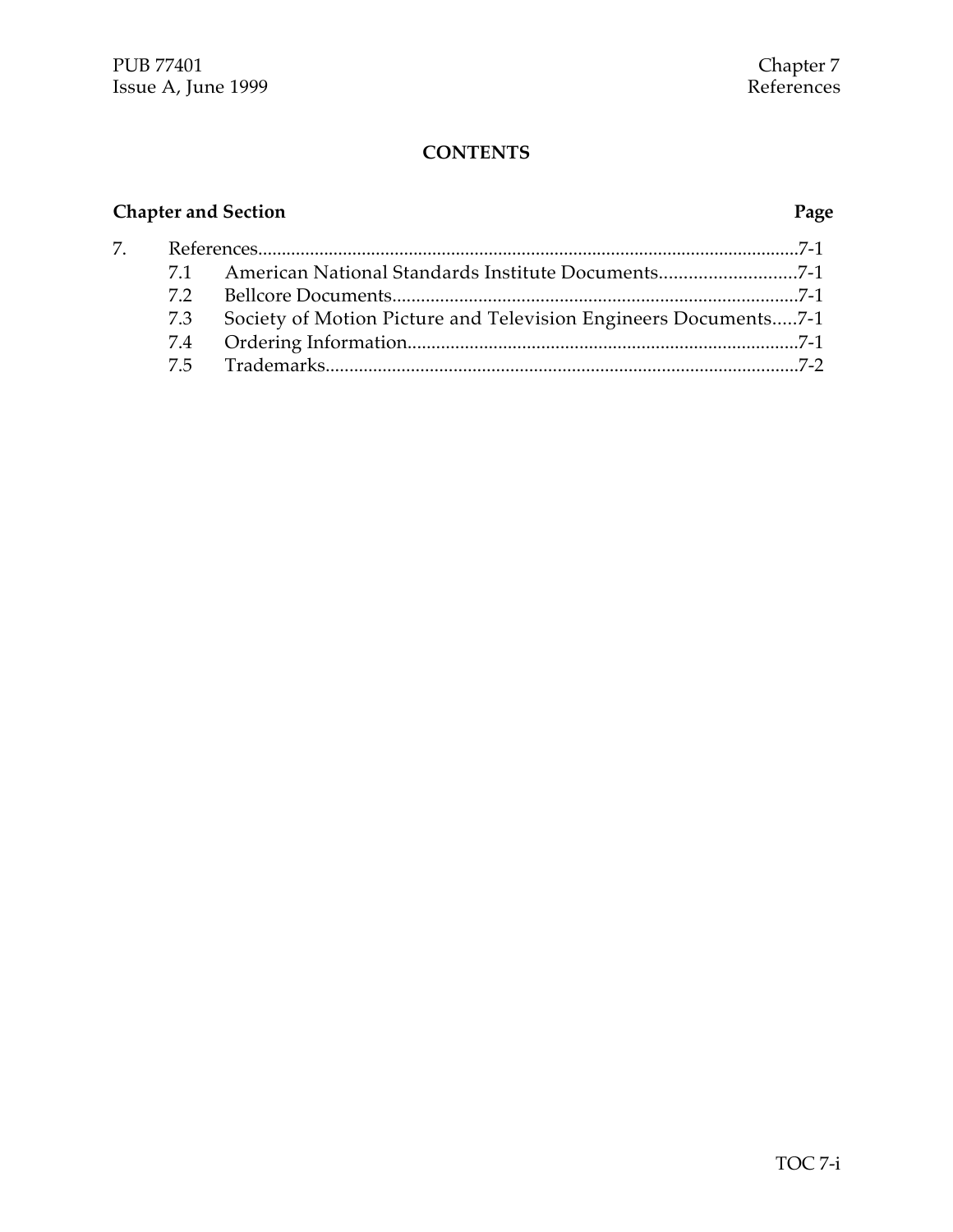**CONTENTS**

| Chapter and Section | | Page |
|---|---|---|
| 7. | References | 7-1 |
| 7.1 | American National Standards Institute Documents | 7-1 |
| 7.2 | Bellcore Documents | 7-1 |
| 7.3 | Society of Motion Picture and Television Engineers Documents | 7-1 |
| 7.4 | Ordering Information | 7-1 |
| 7.5 | Trademarks | 7-2 |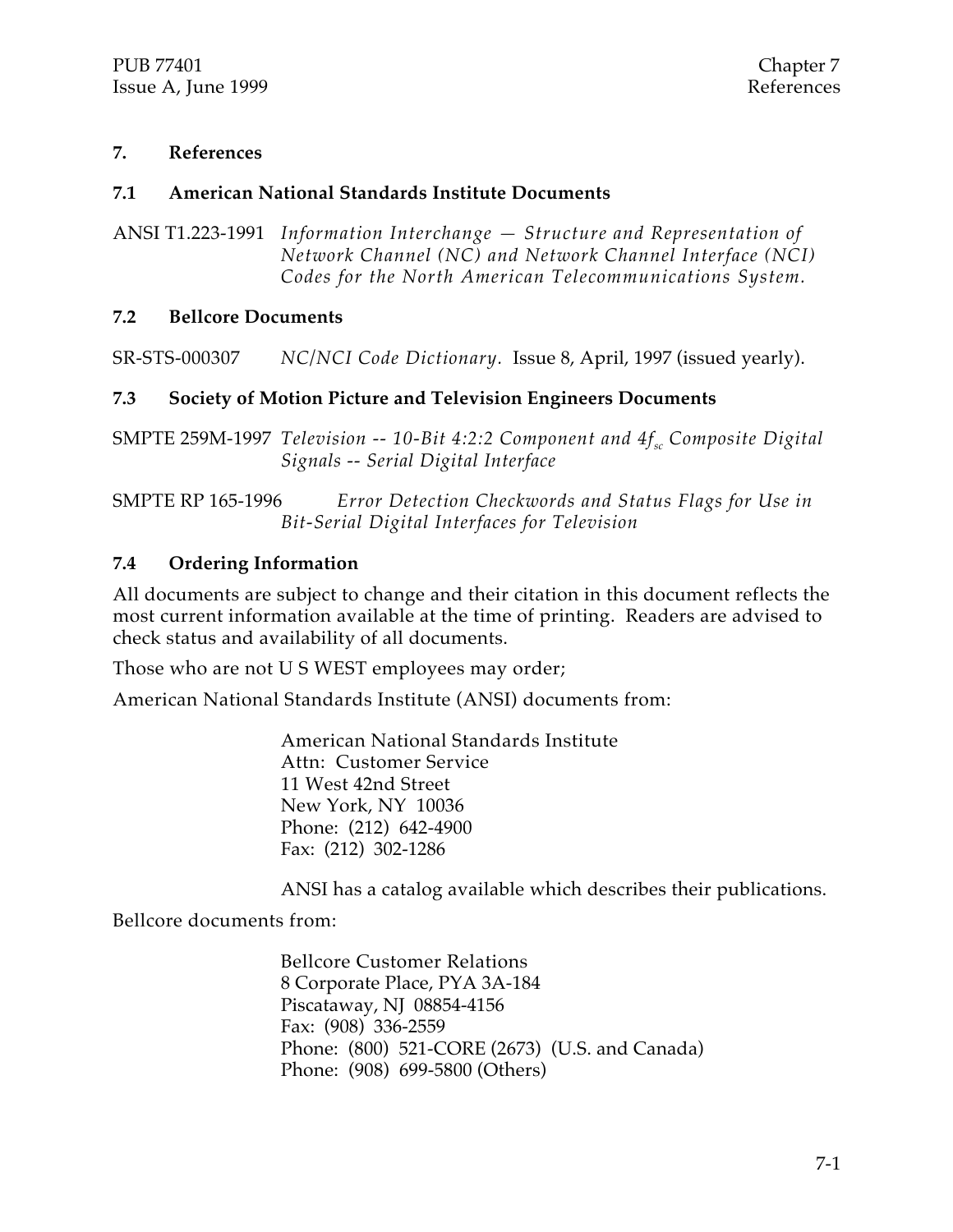# 7. References

## 7.1 American National Standards Institute Documents

ANSI T1.223-1991 *Information Interchange — Structure and Representation of Network Channel (NC) and Network Channel Interface (NCI) Codes for the North American Telecommunications System.*

## 7.2 Bellcore Documents

SR-STS-000307 *NC/NCI Code Dictionary.* Issue 8, April, 1997 (issued yearly).

## 7.3 Society of Motion Picture and Television Engineers Documents

SMPTE 259M-1997 *Television -- 10-Bit 4:2:2 Component and 4$f_{sc}$ Composite Digital Signals -- Serial Digital Interface*

SMPTE RP 165-1996 *Error Detection Checkwords and Status Flags for Use in Bit-Serial Digital Interfaces for Television*

## 7.4 Ordering Information

All documents are subject to change and their citation in this document reflects the most current information available at the time of printing. Readers are advised to check status and availability of all documents.

Those who are not U S WEST employees may order;

American National Standards Institute (ANSI) documents from:

American National Standards Institute
Attn: Customer Service
11 West 42nd Street
New York, NY 10036
Phone: (212) 642-4900
Fax: (212) 302-1286

ANSI has a catalog available which describes their publications.

Bellcore documents from:

Bellcore Customer Relations
8 Corporate Place, PYA 3A-184
Piscataway, NJ 08854-4156
Fax: (908) 336-2559
Phone: (800) 521-CORE (2673) (U.S. and Canada)
Phone: (908) 699-5800 (Others)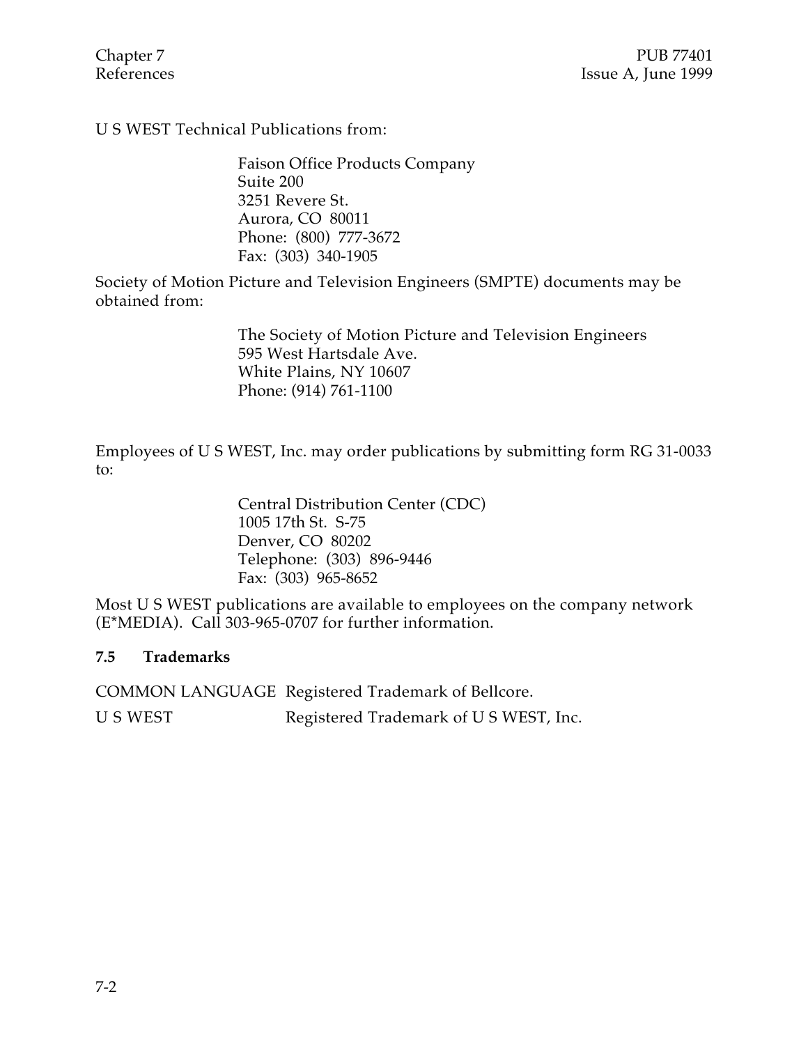U S WEST Technical Publications from:

Faison Office Products Company
Suite 200
3251 Revere St.
Aurora, CO 80011
Phone: (800) 777-3672
Fax: (303) 340-1905

Society of Motion Picture and Television Engineers (SMPTE) documents may be obtained from:

The Society of Motion Picture and Television Engineers
595 West Hartsdale Ave.
White Plains, NY 10607
Phone: (914) 761-1100

Employees of U S WEST, Inc. may order publications by submitting form RG 31-0033 to:

Central Distribution Center (CDC)
1005 17th St. S-75
Denver, CO 80202
Telephone: (303) 896-9446
Fax: (303) 965-8652

Most U S WEST publications are available to employees on the company network (E*MEDIA). Call 303-965-0707 for further information.

### 7.5 Trademarks

| | |
|---|---|
| COMMON LANGUAGE | Registered Trademark of Bellcore. |
| U S WEST | Registered Trademark of U S WEST, Inc. |